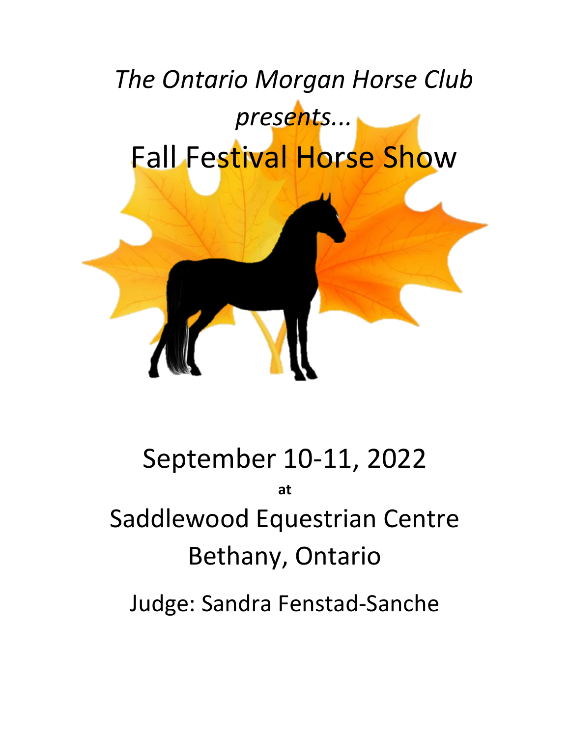*The Ontario Morgan Horse Club presents...*

# Fall Festival Horse Show

September 10-11, 2022

**at**

Saddlewood Equestrian Centre

Bethany, Ontario

Judge: Sandra Fenstad-Sanche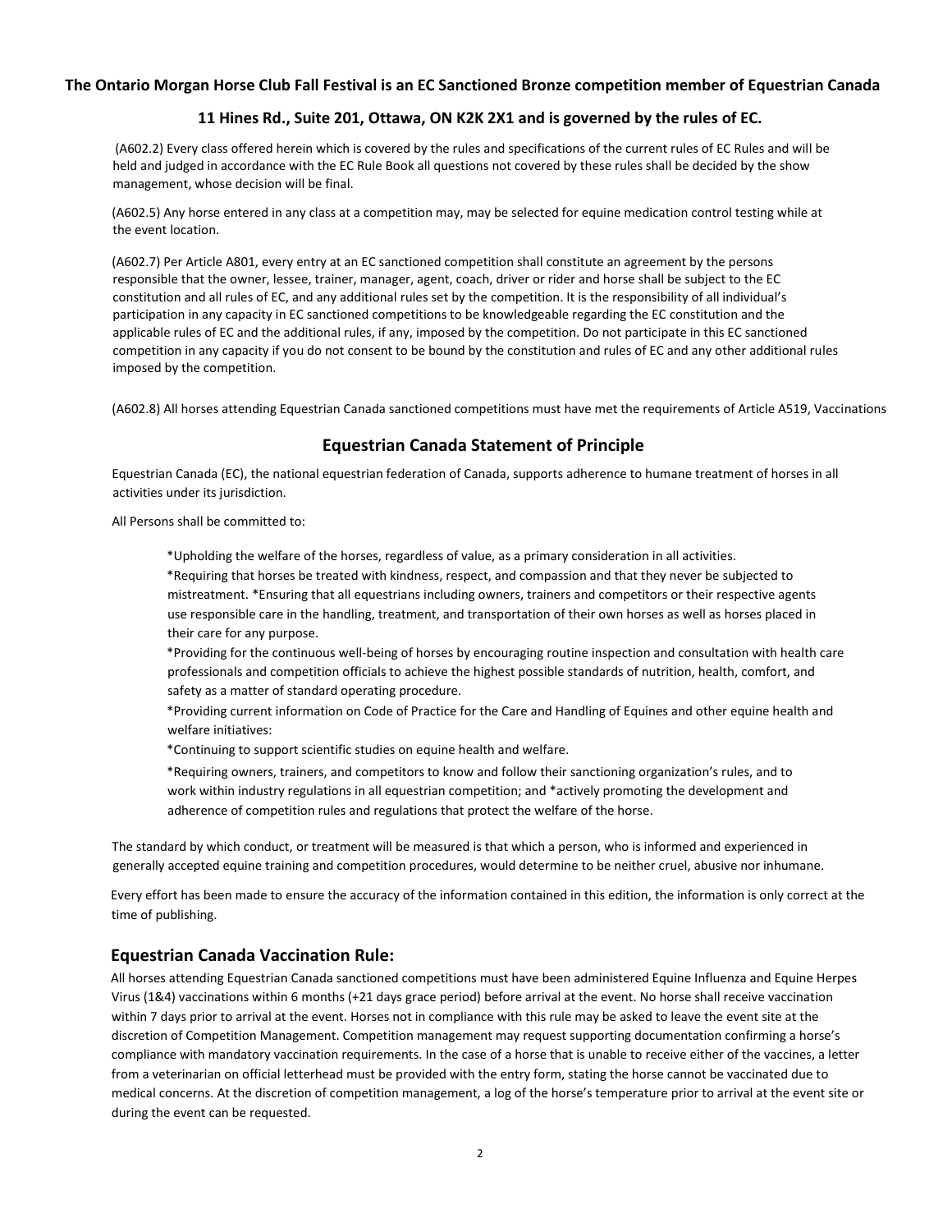**The Ontario Morgan Horse Club Fall Festival is an EC Sanctioned Bronze competition member of Equestrian Canada**

**11 Hines Rd., Suite 201, Ottawa, ON K2K 2X1 and is governed by the rules of EC.**

(A602.2) Every class offered herein which is covered by the rules and specifications of the current rules of EC Rules and will be held and judged in accordance with the EC Rule Book all questions not covered by these rules shall be decided by the show management, whose decision will be final.

(A602.5) Any horse entered in any class at a competition may, may be selected for equine medication control testing while at the event location.

(A602.7) Per Article A801, every entry at an EC sanctioned competition shall constitute an agreement by the persons responsible that the owner, lessee, trainer, manager, agent, coach, driver or rider and horse shall be subject to the EC constitution and all rules of EC, and any additional rules set by the competition. It is the responsibility of all individual's participation in any capacity in EC sanctioned competitions to be knowledgeable regarding the EC constitution and the applicable rules of EC and the additional rules, if any, imposed by the competition. Do not participate in this EC sanctioned competition in any capacity if you do not consent to be bound by the constitution and rules of EC and any other additional rules imposed by the competition.

(A602.8) All horses attending Equestrian Canada sanctioned competitions must have met the requirements of Article A519, Vaccinations

## Equestrian Canada Statement of Principle

Equestrian Canada (EC), the national equestrian federation of Canada, supports adherence to humane treatment of horses in all activities under its jurisdiction.

All Persons shall be committed to:

*Upholding the welfare of the horses, regardless of value, as a primary consideration in all activities.
*Requiring that horses be treated with kindness, respect, and compassion and that they never be subjected to mistreatment. *Ensuring that all equestrians including owners, trainers and competitors or their respective agents use responsible care in the handling, treatment, and transportation of their own horses as well as horses placed in their care for any purpose.
*Providing for the continuous well-being of horses by encouraging routine inspection and consultation with health care professionals and competition officials to achieve the highest possible standards of nutrition, health, comfort, and safety as a matter of standard operating procedure.
*Providing current information on Code of Practice for the Care and Handling of Equines and other equine health and welfare initiatives:
*Continuing to support scientific studies on equine health and welfare.
*Requiring owners, trainers, and competitors to know and follow their sanctioning organization's rules, and to work within industry regulations in all equestrian competition; and *actively promoting the development and adherence of competition rules and regulations that protect the welfare of the horse.

The standard by which conduct, or treatment will be measured is that which a person, who is informed and experienced in generally accepted equine training and competition procedures, would determine to be neither cruel, abusive nor inhumane.

Every effort has been made to ensure the accuracy of the information contained in this edition, the information is only correct at the time of publishing.

## Equestrian Canada Vaccination Rule:

All horses attending Equestrian Canada sanctioned competitions must have been administered Equine Influenza and Equine Herpes Virus (1&4) vaccinations within 6 months (+21 days grace period) before arrival at the event. No horse shall receive vaccination within 7 days prior to arrival at the event. Horses not in compliance with this rule may be asked to leave the event site at the discretion of Competition Management. Competition management may request supporting documentation confirming a horse's compliance with mandatory vaccination requirements. In the case of a horse that is unable to receive either of the vaccines, a letter from a veterinarian on official letterhead must be provided with the entry form, stating the horse cannot be vaccinated due to medical concerns. At the discretion of competition management, a log of the horse's temperature prior to arrival at the event site or during the event can be requested.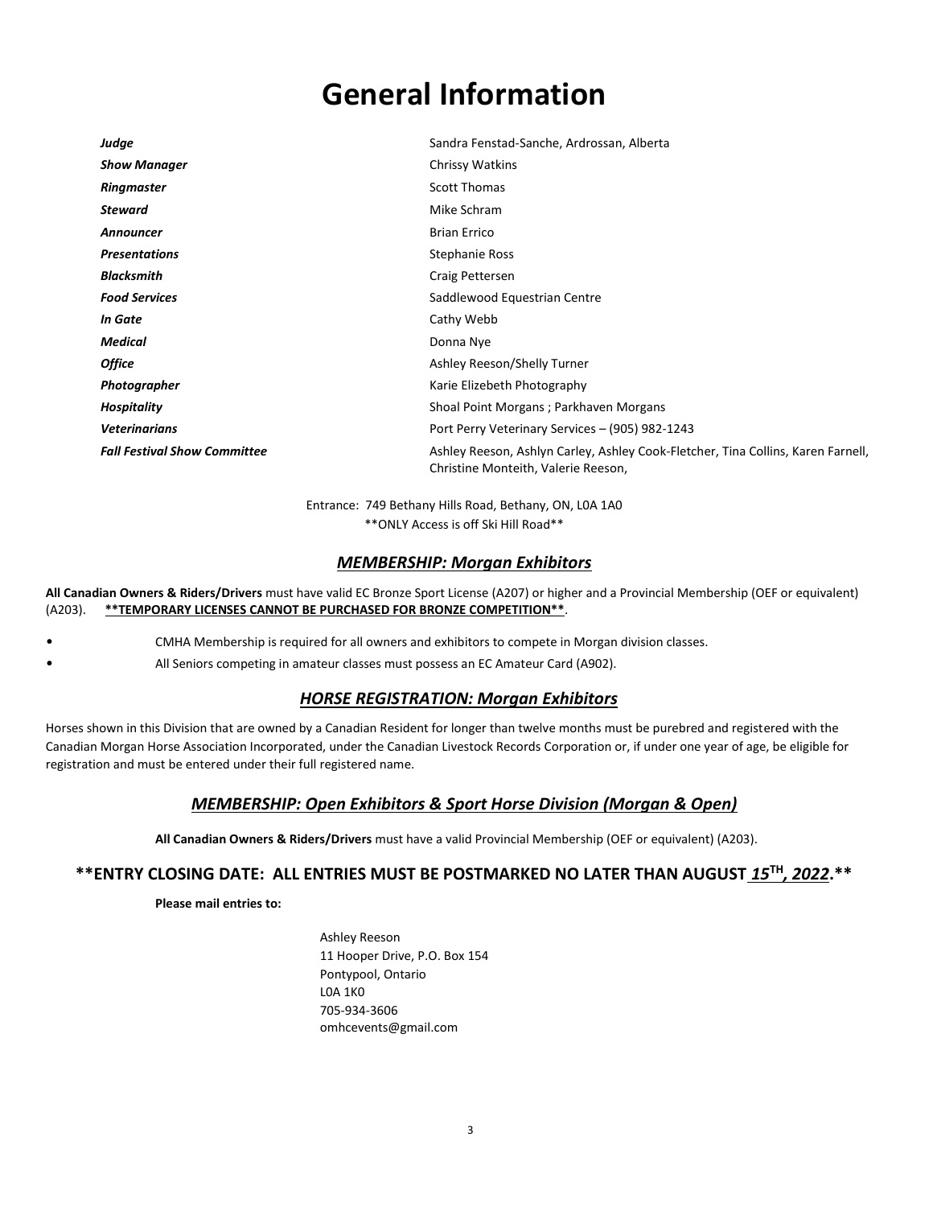# General Information

| | |
|---|---|
| ***Judge*** | Sandra Fenstad-Sanche, Ardrossan, Alberta |
| ***Show Manager*** | Chrissy Watkins |
| ***Ringmaster*** | Scott Thomas |
| ***Steward*** | Mike Schram |
| ***Announcer*** | Brian Errico |
| ***Presentations*** | Stephanie Ross |
| ***Blacksmith*** | Craig Pettersen |
| ***Food Services*** | Saddlewood Equestrian Centre |
| ***In Gate*** | Cathy Webb |
| ***Medical*** | Donna Nye |
| ***Office*** | Ashley Reeson/Shelly Turner |
| ***Photographer*** | Karie Elizebeth Photography |
| ***Hospitality*** | Shoal Point Morgans ; Parkhaven Morgans |
| ***Veterinarians*** | Port Perry Veterinary Services – (905) 982-1243 |
| ***Fall Festival Show Committee*** | Ashley Reeson, Ashlyn Carley, Ashley Cook-Fletcher, Tina Collins, Karen Farnell, Christine Monteith, Valerie Reeson, |

Entrance: 749 Bethany Hills Road, Bethany, ON, L0A 1A0
**ONLY Access is off Ski Hill Road**

## *MEMBERSHIP: Morgan Exhibitors*

**All Canadian Owners & Riders/Drivers** must have valid EC Bronze Sport License (A207) or higher and a Provincial Membership (OEF or equivalent) (A203). **\*\*TEMPORARY LICENSES CANNOT BE PURCHASED FOR BRONZE COMPETITION\*\***.

- CMHA Membership is required for all owners and exhibitors to compete in Morgan division classes.
- All Seniors competing in amateur classes must possess an EC Amateur Card (A902).

## *HORSE REGISTRATION: Morgan Exhibitors*

Horses shown in this Division that are owned by a Canadian Resident for longer than twelve months must be purebred and registered with the Canadian Morgan Horse Association Incorporated, under the Canadian Livestock Records Corporation or, if under one year of age, be eligible for registration and must be entered under their full registered name.

## *MEMBERSHIP: Open Exhibitors & Sport Horse Division (Morgan & Open)*

**All Canadian Owners & Riders/Drivers** must have a valid Provincial Membership (OEF or equivalent) (A203).

### **ENTRY CLOSING DATE: ALL ENTRIES MUST BE POSTMARKED NO LATER THAN AUGUST *15TH, 2022*.**

**Please mail entries to:**

Ashley Reeson
11 Hooper Drive, P.O. Box 154
Pontypool, Ontario
L0A 1K0
705-934-3606
omhcevents@gmail.com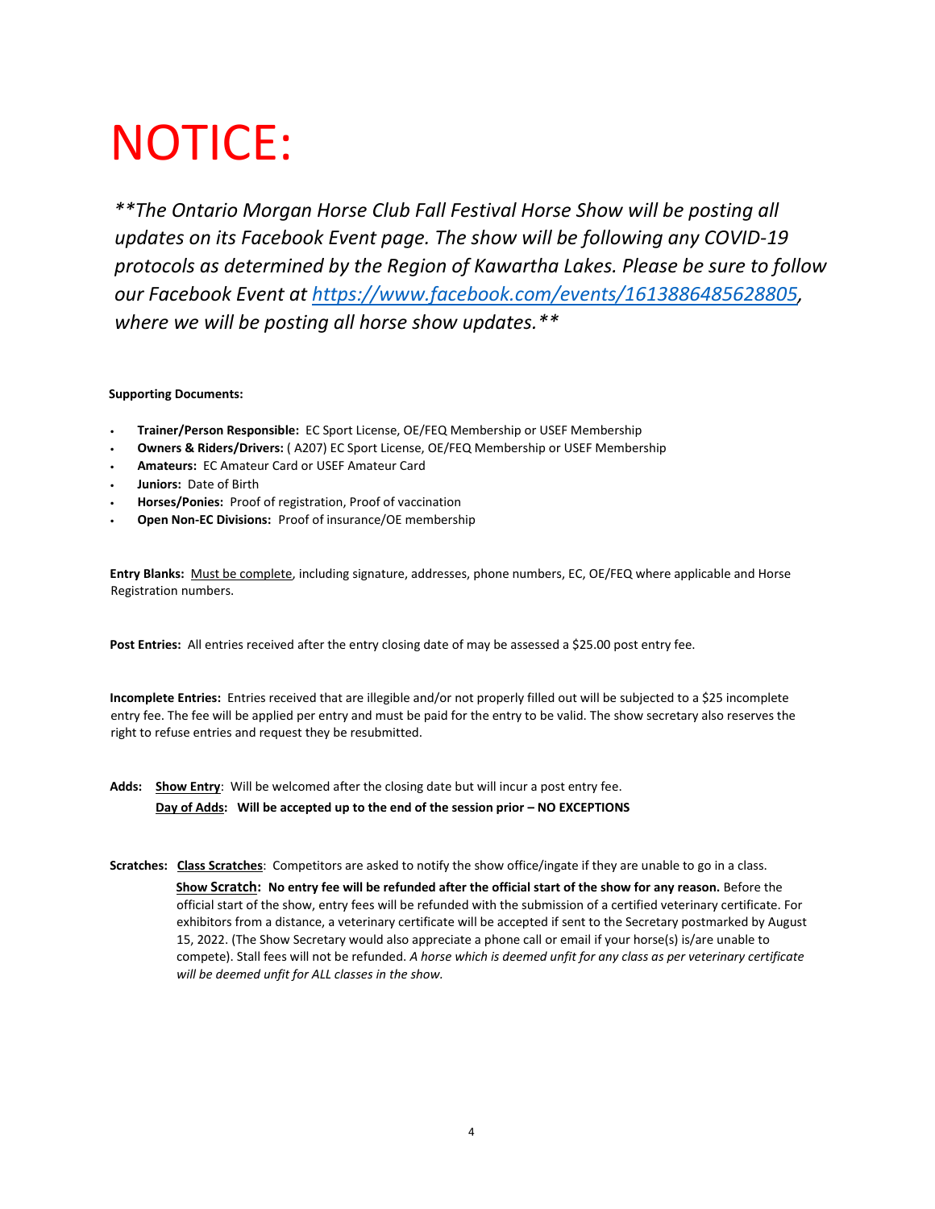# NOTICE:

*\*\*The Ontario Morgan Horse Club Fall Festival Horse Show will be posting all updates on its Facebook Event page. The show will be following any COVID-19 protocols as determined by the Region of Kawartha Lakes. Please be sure to follow our Facebook Event at [https://www.facebook.com/events/1613886485628805](https://www.facebook.com/events/1613886485628805), where we will be posting all horse show updates.\*\**

**Supporting Documents:**

- **Trainer/Person Responsible:** EC Sport License, OE/FEQ Membership or USEF Membership
- **Owners & Riders/Drivers:** ( A207) EC Sport License, OE/FEQ Membership or USEF Membership
- **Amateurs:** EC Amateur Card or USEF Amateur Card
- **Juniors:** Date of Birth
- **Horses/Ponies:** Proof of registration, Proof of vaccination
- **Open Non-EC Divisions:** Proof of insurance/OE membership

**Entry Blanks:** Must be complete, including signature, addresses, phone numbers, EC, OE/FEQ where applicable and Horse Registration numbers.

**Post Entries:** All entries received after the entry closing date of may be assessed a $25.00 post entry fee.

**Incomplete Entries:** Entries received that are illegible and/or not properly filled out will be subjected to a $25 incomplete entry fee. The fee will be applied per entry and must be paid for the entry to be valid. The show secretary also reserves the right to refuse entries and request they be resubmitted.

**Adds:** **Show Entry**: Will be welcomed after the closing date but will incur a post entry fee.
**Day of Adds**: **Will be accepted up to the end of the session prior – NO EXCEPTIONS**

**Scratches:** **Class Scratches**: Competitors are asked to notify the show office/ingate if they are unable to go in a class.

**Show Scratch: No entry fee will be refunded after the official start of the show for any reason.** Before the official start of the show, entry fees will be refunded with the submission of a certified veterinary certificate. For exhibitors from a distance, a veterinary certificate will be accepted if sent to the Secretary postmarked by August 15, 2022. (The Show Secretary would also appreciate a phone call or email if your horse(s) is/are unable to compete). Stall fees will not be refunded. *A horse which is deemed unfit for any class as per veterinary certificate will be deemed unfit for ALL classes in the show.*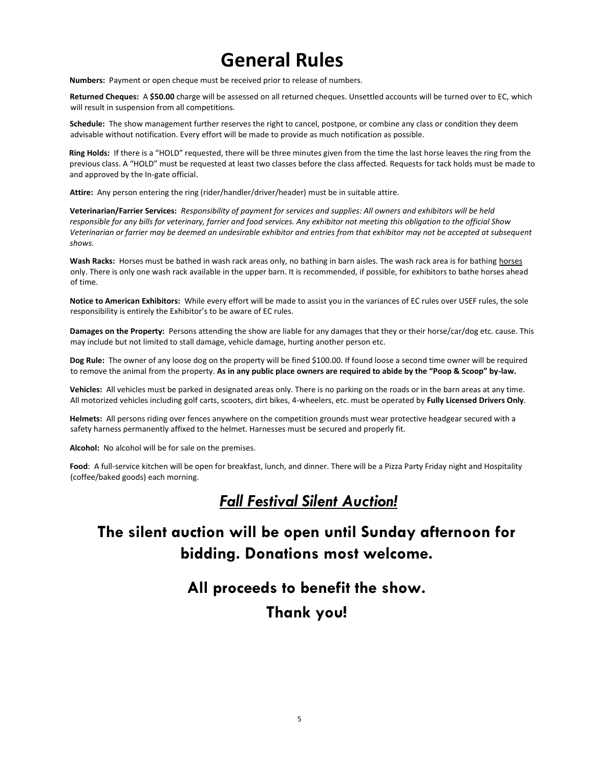# General Rules

**Numbers:** Payment or open cheque must be received prior to release of numbers.

**Returned Cheques:** A **$50.00** charge will be assessed on all returned cheques. Unsettled accounts will be turned over to EC, which will result in suspension from all competitions.

**Schedule:** The show management further reserves the right to cancel, postpone, or combine any class or condition they deem advisable without notification. Every effort will be made to provide as much notification as possible.

**Ring Holds:** If there is a "HOLD" requested, there will be three minutes given from the time the last horse leaves the ring from the previous class. A "HOLD" must be requested at least two classes before the class affected. Requests for tack holds must be made to and approved by the In-gate official.

**Attire:** Any person entering the ring (rider/handler/driver/header) must be in suitable attire.

**Veterinarian/Farrier Services:** *Responsibility of payment for services and supplies: All owners and exhibitors will be held responsible for any bills for veterinary, farrier and food services. Any exhibitor not meeting this obligation to the official Show Veterinarian or farrier may be deemed an undesirable exhibitor and entries from that exhibitor may not be accepted at subsequent shows.*

**Wash Racks:** Horses must be bathed in wash rack areas only, no bathing in barn aisles. The wash rack area is for bathing horses only. There is only one wash rack available in the upper barn. It is recommended, if possible, for exhibitors to bathe horses ahead of time.

**Notice to American Exhibitors:** While every effort will be made to assist you in the variances of EC rules over USEF rules, the sole responsibility is entirely the Exhibitor's to be aware of EC rules.

**Damages on the Property:** Persons attending the show are liable for any damages that they or their horse/car/dog etc. cause. This may include but not limited to stall damage, vehicle damage, hurting another person etc.

**Dog Rule:** The owner of any loose dog on the property will be fined $100.00. If found loose a second time owner will be required to remove the animal from the property. **As in any public place owners are required to abide by the "Poop & Scoop" by-law.**

**Vehicles:** All vehicles must be parked in designated areas only. There is no parking on the roads or in the barn areas at any time. All motorized vehicles including golf carts, scooters, dirt bikes, 4-wheelers, etc. must be operated by **Fully Licensed Drivers Only**.

**Helmets:** All persons riding over fences anywhere on the competition grounds must wear protective headgear secured with a safety harness permanently affixed to the helmet. Harnesses must be secured and properly fit.

**Alcohol:** No alcohol will be for sale on the premises.

**Food**: A full-service kitchen will be open for breakfast, lunch, and dinner. There will be a Pizza Party Friday night and Hospitality (coffee/baked goods) each morning.

## *Fall Festival Silent Auction!*

## The silent auction will be open until Sunday afternoon for bidding. Donations most welcome.

## All proceeds to benefit the show.

## Thank you!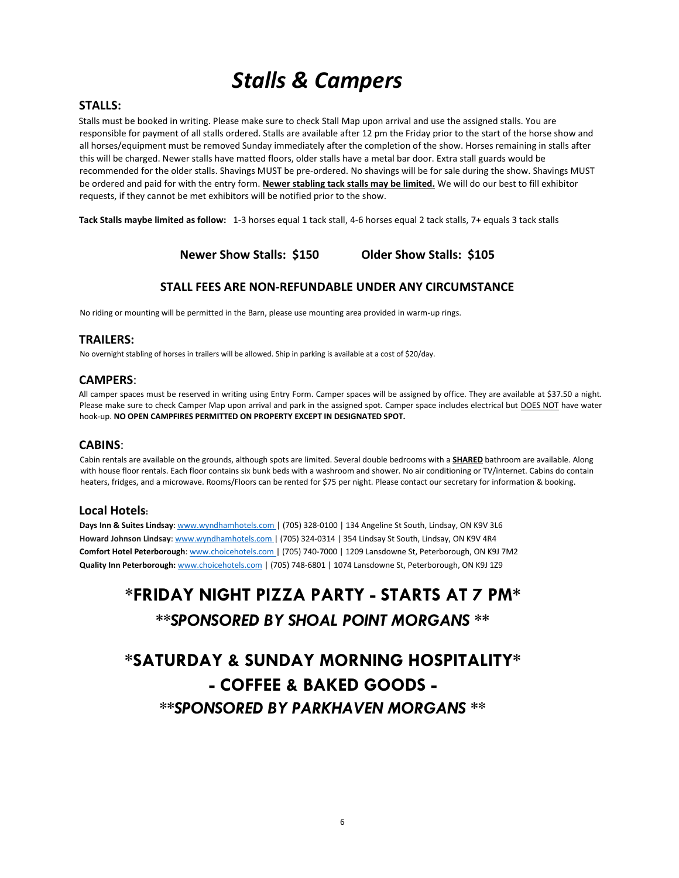# *Stalls & Campers*

## STALLS:

Stalls must be booked in writing. Please make sure to check Stall Map upon arrival and use the assigned stalls. You are responsible for payment of all stalls ordered. Stalls are available after 12 pm the Friday prior to the start of the horse show and all horses/equipment must be removed Sunday immediately after the completion of the show. Horses remaining in stalls after this will be charged. Newer stalls have matted floors, older stalls have a metal bar door. Extra stall guards would be recommended for the older stalls. Shavings MUST be pre-ordered. No shavings will be for sale during the show. Shavings MUST be ordered and paid for with the entry form. **Newer stabling tack stalls may be limited.** We will do our best to fill exhibitor requests, if they cannot be met exhibitors will be notified prior to the show.

**Tack Stalls maybe limited as follow:** 1-3 horses equal 1 tack stall, 4-6 horses equal 2 tack stalls, 7+ equals 3 tack stalls

**Newer Show Stalls: $150** **Older Show Stalls: $105**

**STALL FEES ARE NON-REFUNDABLE UNDER ANY CIRCUMSTANCE**

No riding or mounting will be permitted in the Barn, please use mounting area provided in warm-up rings.

## TRAILERS:

No overnight stabling of horses in trailers will be allowed. Ship in parking is available at a cost of $20/day.

## CAMPERS:

All camper spaces must be reserved in writing using Entry Form. Camper spaces will be assigned by office. They are available at $37.50 a night. Please make sure to check Camper Map upon arrival and park in the assigned spot. Camper space includes electrical but DOES NOT have water hook-up. **NO OPEN CAMPFIRES PERMITTED ON PROPERTY EXCEPT IN DESIGNATED SPOT.**

## CABINS:

Cabin rentals are available on the grounds, although spots are limited. Several double bedrooms with a **SHARED** bathroom are available. Along with house floor rentals. Each floor contains six bunk beds with a washroom and shower. No air conditioning or TV/internet. Cabins do contain heaters, fridges, and a microwave. Rooms/Floors can be rented for $75 per night. Please contact our secretary for information & booking.

## Local Hotels:

**Days Inn & Suites Lindsay**: www.wyndhamhotels.com | (705) 328-0100 | 134 Angeline St South, Lindsay, ON K9V 3L6
**Howard Johnson Lindsay**: www.wyndhamhotels.com | (705) 324-0314 | 354 Lindsay St South, Lindsay, ON K9V 4R4
**Comfort Hotel Peterborough**: www.choicehotels.com | (705) 740-7000 | 1209 Lansdowne St, Peterborough, ON K9J 7M2
**Quality Inn Peterborough:** www.choicehotels.com | (705) 748-6801 | 1074 Lansdowne St, Peterborough, ON K9J 1Z9

## *FRIDAY NIGHT PIZZA PARTY - STARTS AT 7 PM*

### ***SPONSORED BY SHOAL POINT MORGANS ***

## *SATURDAY & SUNDAY MORNING HOSPITALITY*

## - COFFEE & BAKED GOODS -

### ***SPONSORED BY PARKHAVEN MORGANS ***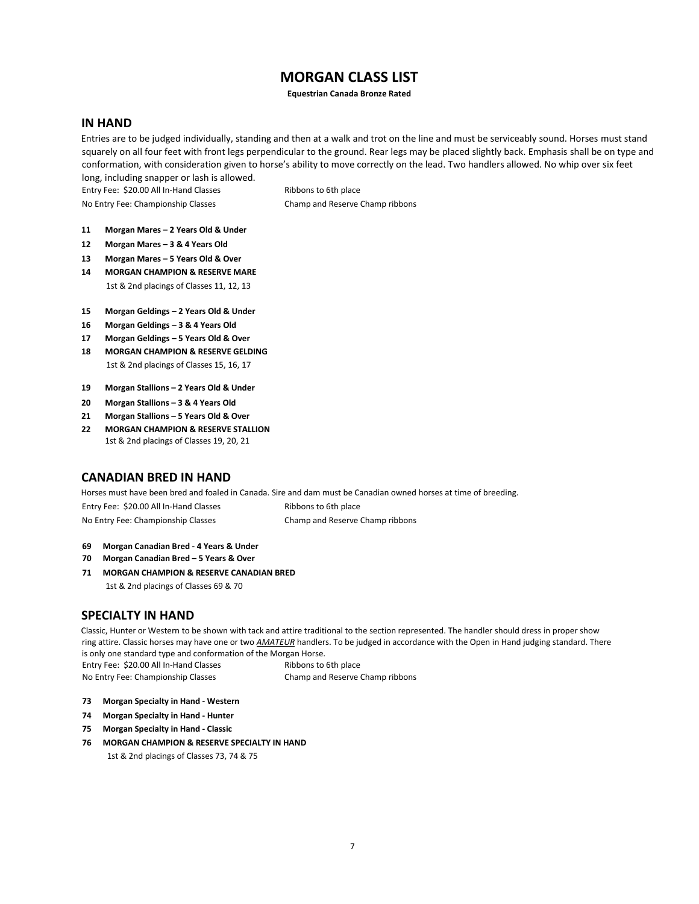# MORGAN CLASS LIST

**Equestrian Canada Bronze Rated**

## IN HAND

Entries are to be judged individually, standing and then at a walk and trot on the line and must be serviceably sound. Horses must stand squarely on all four feet with front legs perpendicular to the ground. Rear legs may be placed slightly back. Emphasis shall be on type and conformation, with consideration given to horse's ability to move correctly on the lead. Two handlers allowed. No whip over six feet long, including snapper or lash is allowed.

Entry Fee: $20.00 All In-Hand Classes — Ribbons to 6th place

No Entry Fee: Championship Classes — Champ and Reserve Champ ribbons

**11 Morgan Mares – 2 Years Old & Under**

**12 Morgan Mares – 3 & 4 Years Old**

**13 Morgan Mares – 5 Years Old & Over**

**14 MORGAN CHAMPION & RESERVE MARE**

1st & 2nd placings of Classes 11, 12, 13

**15 Morgan Geldings – 2 Years Old & Under**

**16 Morgan Geldings – 3 & 4 Years Old**

**17 Morgan Geldings – 5 Years Old & Over**

**18 MORGAN CHAMPION & RESERVE GELDING**

1st & 2nd placings of Classes 15, 16, 17

**19 Morgan Stallions – 2 Years Old & Under**

**20 Morgan Stallions – 3 & 4 Years Old**

**21 Morgan Stallions – 5 Years Old & Over**

**22 MORGAN CHAMPION & RESERVE STALLION**

1st & 2nd placings of Classes 19, 20, 21

## CANADIAN BRED IN HAND

Horses must have been bred and foaled in Canada. Sire and dam must be Canadian owned horses at time of breeding.

Entry Fee: $20.00 All In-Hand Classes — Ribbons to 6th place

No Entry Fee: Championship Classes — Champ and Reserve Champ ribbons

**69 Morgan Canadian Bred - 4 Years & Under**

**70 Morgan Canadian Bred – 5 Years & Over**

**71 MORGAN CHAMPION & RESERVE CANADIAN BRED**

1st & 2nd placings of Classes 69 & 70

## SPECIALTY IN HAND

Classic, Hunter or Western to be shown with tack and attire traditional to the section represented. The handler should dress in proper show ring attire. Classic horses may have one or two ***AMATEUR*** handlers. To be judged in accordance with the Open in Hand judging standard. There is only one standard type and conformation of the Morgan Horse.

Entry Fee: $20.00 All In-Hand Classes — Ribbons to 6th place

No Entry Fee: Championship Classes — Champ and Reserve Champ ribbons

**73 Morgan Specialty in Hand - Western**

**74 Morgan Specialty in Hand - Hunter**

**75 Morgan Specialty in Hand - Classic**

**76 MORGAN CHAMPION & RESERVE SPECIALTY IN HAND**

1st & 2nd placings of Classes 73, 74 & 75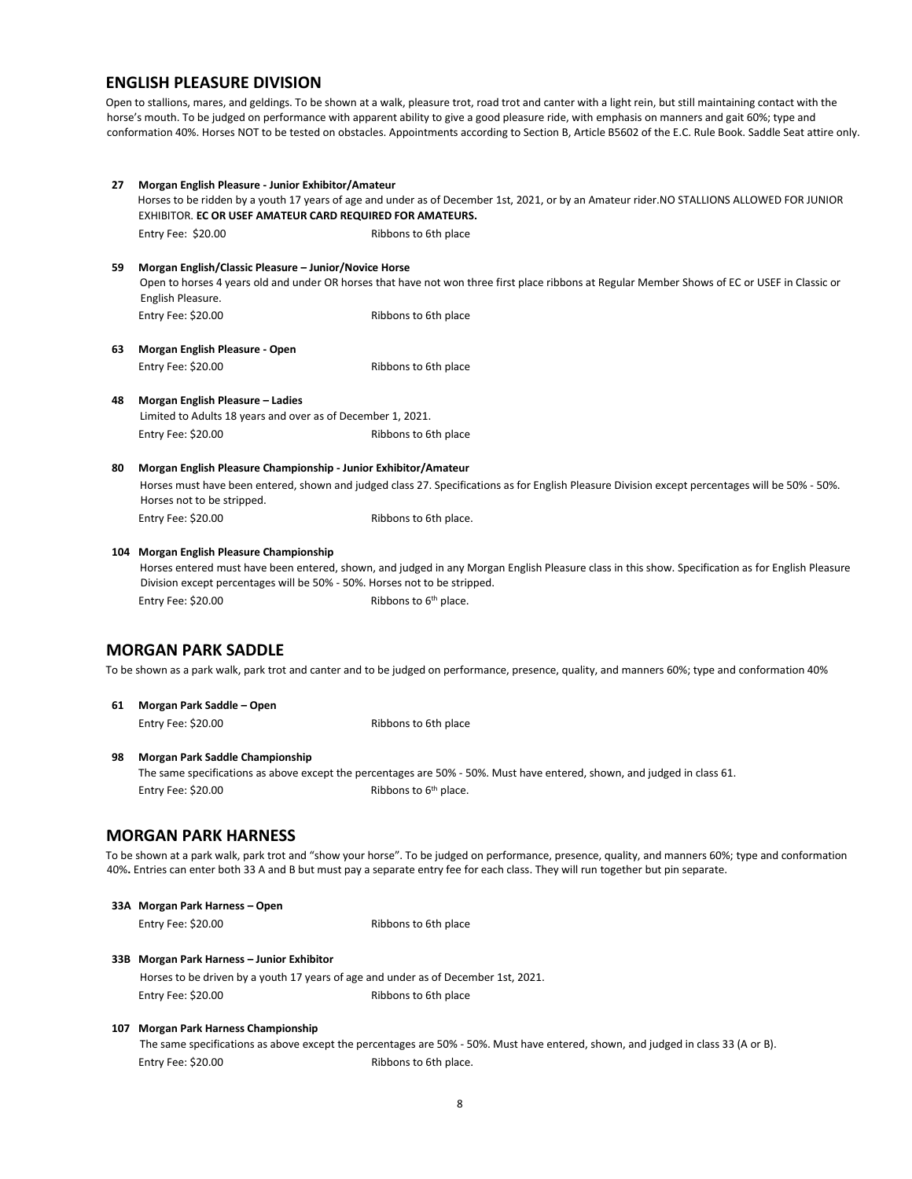## ENGLISH PLEASURE DIVISION

Open to stallions, mares, and geldings. To be shown at a walk, pleasure trot, road trot and canter with a light rein, but still maintaining contact with the horse's mouth. To be judged on performance with apparent ability to give a good pleasure ride, with emphasis on manners and gait 60%; type and conformation 40%. Horses NOT to be tested on obstacles. Appointments according to Section B, Article B5602 of the E.C. Rule Book. Saddle Seat attire only.

**27 Morgan English Pleasure - Junior Exhibitor/Amateur**

Horses to be ridden by a youth 17 years of age and under as of December 1st, 2021, or by an Amateur rider.NO STALLIONS ALLOWED FOR JUNIOR EXHIBITOR. **EC OR USEF AMATEUR CARD REQUIRED FOR AMATEURS.**

Entry Fee: $20.00 Ribbons to 6th place

**59 Morgan English/Classic Pleasure – Junior/Novice Horse**

Open to horses 4 years old and under OR horses that have not won three first place ribbons at Regular Member Shows of EC or USEF in Classic or English Pleasure.

Entry Fee: $20.00 Ribbons to 6th place

**63 Morgan English Pleasure - Open**

Entry Fee: $20.00 Ribbons to 6th place

**48 Morgan English Pleasure – Ladies**

Limited to Adults 18 years and over as of December 1, 2021.

Entry Fee: $20.00 Ribbons to 6th place

**80 Morgan English Pleasure Championship - Junior Exhibitor/Amateur**

Horses must have been entered, shown and judged class 27. Specifications as for English Pleasure Division except percentages will be 50% - 50%. Horses not to be stripped.

Entry Fee: $20.00 Ribbons to 6th place.

**104 Morgan English Pleasure Championship**

Horses entered must have been entered, shown, and judged in any Morgan English Pleasure class in this show. Specification as for English Pleasure Division except percentages will be 50% - 50%. Horses not to be stripped.

Entry Fee: $20.00 Ribbons to 6th place.

## MORGAN PARK SADDLE

To be shown as a park walk, park trot and canter and to be judged on performance, presence, quality, and manners 60%; type and conformation 40%

**61 Morgan Park Saddle – Open**

Entry Fee: $20.00 Ribbons to 6th place

**98 Morgan Park Saddle Championship**

The same specifications as above except the percentages are 50% - 50%. Must have entered, shown, and judged in class 61.

Entry Fee: $20.00 Ribbons to 6th place.

## MORGAN PARK HARNESS

To be shown at a park walk, park trot and "show your horse". To be judged on performance, presence, quality, and manners 60%; type and conformation 40%**.** Entries can enter both 33 A and B but must pay a separate entry fee for each class. They will run together but pin separate.

**33A Morgan Park Harness – Open**

Entry Fee: $20.00 Ribbons to 6th place

**33B Morgan Park Harness – Junior Exhibitor**

Horses to be driven by a youth 17 years of age and under as of December 1st, 2021.

Entry Fee: $20.00 Ribbons to 6th place

**107 Morgan Park Harness Championship**

The same specifications as above except the percentages are 50% - 50%. Must have entered, shown, and judged in class 33 (A or B).

Entry Fee: $20.00 Ribbons to 6th place.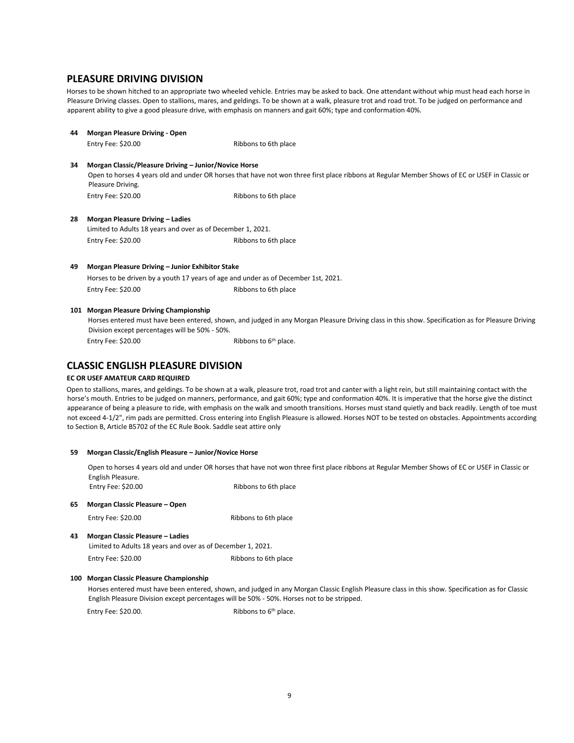## PLEASURE DRIVING DIVISION

Horses to be shown hitched to an appropriate two wheeled vehicle. Entries may be asked to back. One attendant without whip must head each horse in Pleasure Driving classes. Open to stallions, mares, and geldings. To be shown at a walk, pleasure trot and road trot. To be judged on performance and apparent ability to give a good pleasure drive, with emphasis on manners and gait 60%; type and conformation 40%.

**44 Morgan Pleasure Driving - Open**

Entry Fee: $20.00 Ribbons to 6th place

**34 Morgan Classic/Pleasure Driving – Junior/Novice Horse**

Open to horses 4 years old and under OR horses that have not won three first place ribbons at Regular Member Shows of EC or USEF in Classic or Pleasure Driving.

Entry Fee: $20.00 Ribbons to 6th place

**28 Morgan Pleasure Driving – Ladies**

Limited to Adults 18 years and over as of December 1, 2021.

Entry Fee: $20.00 Ribbons to 6th place

**49 Morgan Pleasure Driving – Junior Exhibitor Stake**

Horses to be driven by a youth 17 years of age and under as of December 1st, 2021.

Entry Fee: $20.00 Ribbons to 6th place

**101 Morgan Pleasure Driving Championship**

Horses entered must have been entered, shown, and judged in any Morgan Pleasure Driving class in this show. Specification as for Pleasure Driving Division except percentages will be 50% - 50%.

Entry Fee: $20.00 Ribbons to 6th place.

## CLASSIC ENGLISH PLEASURE DIVISION

**EC OR USEF AMATEUR CARD REQUIRED**

Open to stallions, mares, and geldings. To be shown at a walk, pleasure trot, road trot and canter with a light rein, but still maintaining contact with the horse's mouth. Entries to be judged on manners, performance, and gait 60%; type and conformation 40%. It is imperative that the horse give the distinct appearance of being a pleasure to ride, with emphasis on the walk and smooth transitions. Horses must stand quietly and back readily. Length of toe must not exceed 4-1/2", rim pads are permitted. Cross entering into English Pleasure is allowed. Horses NOT to be tested on obstacles. Appointments according to Section B, Article B5702 of the EC Rule Book. Saddle seat attire only

**59 Morgan Classic/English Pleasure – Junior/Novice Horse**

Open to horses 4 years old and under OR horses that have not won three first place ribbons at Regular Member Shows of EC or USEF in Classic or English Pleasure.

Entry Fee: $20.00 Ribbons to 6th place

**65 Morgan Classic Pleasure – Open**

Entry Fee: $20.00 Ribbons to 6th place

**43 Morgan Classic Pleasure – Ladies**

Limited to Adults 18 years and over as of December 1, 2021.

Entry Fee: $20.00 Ribbons to 6th place

**100 Morgan Classic Pleasure Championship**

Horses entered must have been entered, shown, and judged in any Morgan Classic English Pleasure class in this show. Specification as for Classic English Pleasure Division except percentages will be 50% - 50%. Horses not to be stripped.

Entry Fee: $20.00. Ribbons to 6th place.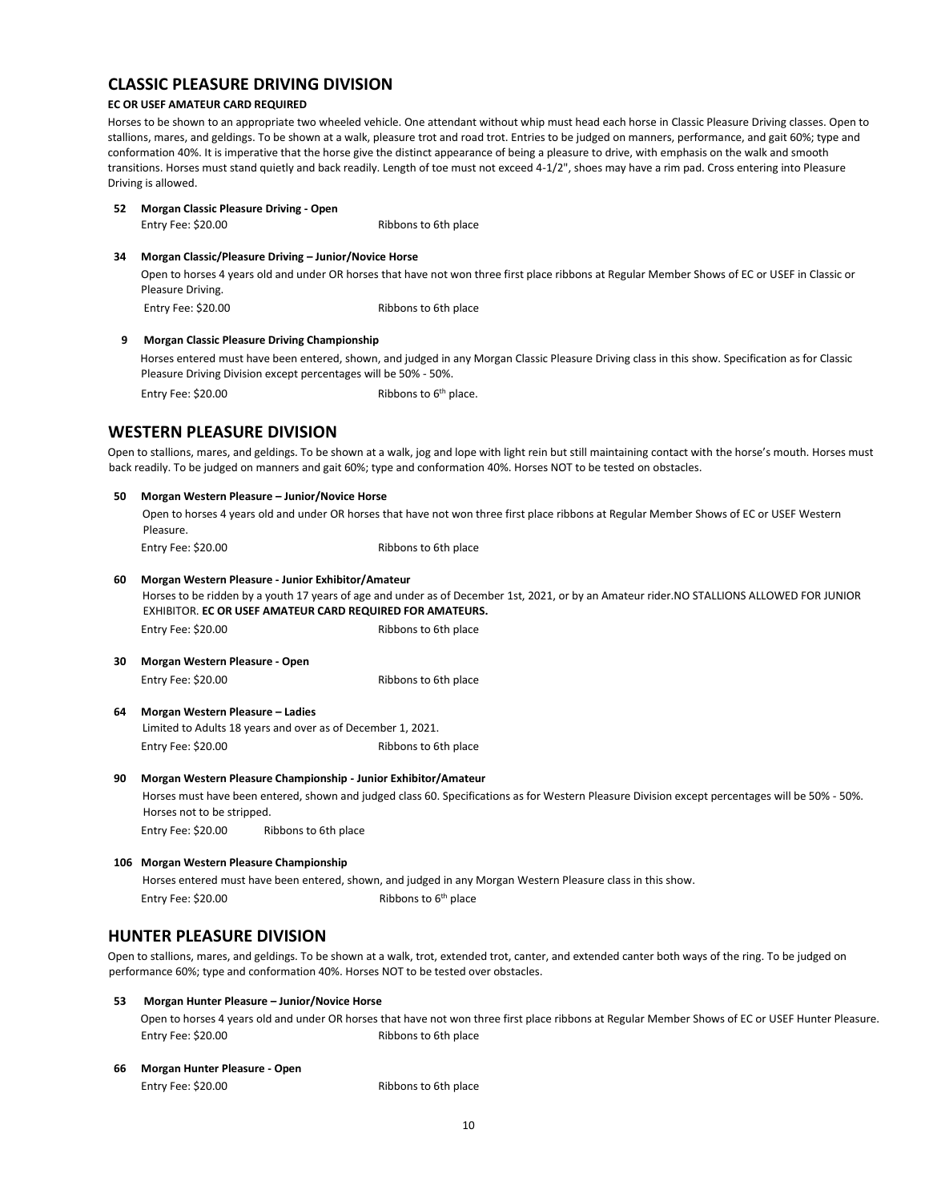## CLASSIC PLEASURE DRIVING DIVISION

**EC OR USEF AMATEUR CARD REQUIRED**

Horses to be shown to an appropriate two wheeled vehicle. One attendant without whip must head each horse in Classic Pleasure Driving classes. Open to stallions, mares, and geldings. To be shown at a walk, pleasure trot and road trot. Entries to be judged on manners, performance, and gait 60%; type and conformation 40%. It is imperative that the horse give the distinct appearance of being a pleasure to drive, with emphasis on the walk and smooth transitions. Horses must stand quietly and back readily. Length of toe must not exceed 4-1/2", shoes may have a rim pad. Cross entering into Pleasure Driving is allowed.

**52 Morgan Classic Pleasure Driving - Open**

Entry Fee: $20.00 Ribbons to 6th place

**34 Morgan Classic/Pleasure Driving – Junior/Novice Horse**

Open to horses 4 years old and under OR horses that have not won three first place ribbons at Regular Member Shows of EC or USEF in Classic or Pleasure Driving.

Entry Fee: $20.00 Ribbons to 6th place

**9 Morgan Classic Pleasure Driving Championship**

Horses entered must have been entered, shown, and judged in any Morgan Classic Pleasure Driving class in this show. Specification as for Classic Pleasure Driving Division except percentages will be 50% - 50%.

Entry Fee: $20.00 Ribbons to 6th place.

## WESTERN PLEASURE DIVISION

Open to stallions, mares, and geldings. To be shown at a walk, jog and lope with light rein but still maintaining contact with the horse's mouth. Horses must back readily. To be judged on manners and gait 60%; type and conformation 40%. Horses NOT to be tested on obstacles.

**50 Morgan Western Pleasure – Junior/Novice Horse**

Open to horses 4 years old and under OR horses that have not won three first place ribbons at Regular Member Shows of EC or USEF Western Pleasure.

Entry Fee: $20.00 Ribbons to 6th place

**60 Morgan Western Pleasure - Junior Exhibitor/Amateur**

Horses to be ridden by a youth 17 years of age and under as of December 1st, 2021, or by an Amateur rider.NO STALLIONS ALLOWED FOR JUNIOR EXHIBITOR. **EC OR USEF AMATEUR CARD REQUIRED FOR AMATEURS.**

Entry Fee: $20.00 Ribbons to 6th place

**30 Morgan Western Pleasure - Open**

Entry Fee: $20.00 Ribbons to 6th place

**64 Morgan Western Pleasure – Ladies**

Limited to Adults 18 years and over as of December 1, 2021.

Entry Fee: $20.00 Ribbons to 6th place

**90 Morgan Western Pleasure Championship - Junior Exhibitor/Amateur**

Horses must have been entered, shown and judged class 60. Specifications as for Western Pleasure Division except percentages will be 50% - 50%. Horses not to be stripped.

Entry Fee: $20.00 Ribbons to 6th place

**106 Morgan Western Pleasure Championship**

Horses entered must have been entered, shown, and judged in any Morgan Western Pleasure class in this show.

Entry Fee: $20.00 Ribbons to 6th place

## HUNTER PLEASURE DIVISION

Open to stallions, mares, and geldings. To be shown at a walk, trot, extended trot, canter, and extended canter both ways of the ring. To be judged on performance 60%; type and conformation 40%. Horses NOT to be tested over obstacles.

**53 Morgan Hunter Pleasure – Junior/Novice Horse**

Open to horses 4 years old and under OR horses that have not won three first place ribbons at Regular Member Shows of EC or USEF Hunter Pleasure.

Entry Fee: $20.00 Ribbons to 6th place

**66 Morgan Hunter Pleasure - Open**

Entry Fee: $20.00 Ribbons to 6th place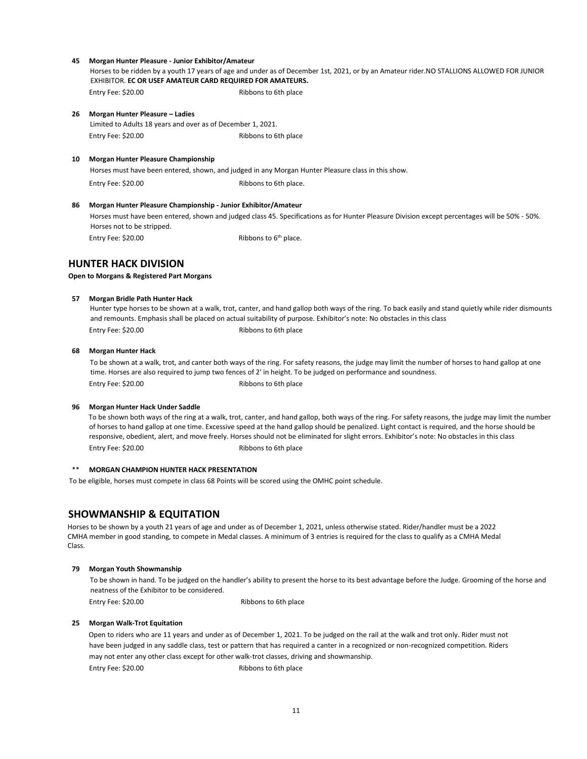**45 Morgan Hunter Pleasure - Junior Exhibitor/Amateur**

Horses to be ridden by a youth 17 years of age and under as of December 1st, 2021, or by an Amateur rider.NO STALLIONS ALLOWED FOR JUNIOR EXHIBITOR. **EC OR USEF AMATEUR CARD REQUIRED FOR AMATEURS.**

Entry Fee: $20.00 Ribbons to 6th place

**26 Morgan Hunter Pleasure – Ladies**

Limited to Adults 18 years and over as of December 1, 2021.

Entry Fee: $20.00 Ribbons to 6th place

**10 Morgan Hunter Pleasure Championship**

Horses must have been entered, shown, and judged in any Morgan Hunter Pleasure class in this show.

Entry Fee: $20.00 Ribbons to 6th place.

**86 Morgan Hunter Pleasure Championship - Junior Exhibitor/Amateur**

Horses must have been entered, shown and judged class 45. Specifications as for Hunter Pleasure Division except percentages will be 50% - 50%. Horses not to be stripped.

Entry Fee: $20.00 Ribbons to 6th place.

## HUNTER HACK DIVISION

**Open to Morgans & Registered Part Morgans**

**57 Morgan Bridle Path Hunter Hack**

Hunter type horses to be shown at a walk, trot, canter, and hand gallop both ways of the ring. To back easily and stand quietly while rider dismounts and remounts. Emphasis shall be placed on actual suitability of purpose. Exhibitor's note: No obstacles in this class

Entry Fee: $20.00 Ribbons to 6th place

**68 Morgan Hunter Hack**

To be shown at a walk, trot, and canter both ways of the ring. For safety reasons, the judge may limit the number of horses to hand gallop at one time. Horses are also required to jump two fences of 2' in height. To be judged on performance and soundness.

Entry Fee: $20.00 Ribbons to 6th place

**96 Morgan Hunter Hack Under Saddle**

To be shown both ways of the ring at a walk, trot, canter, and hand gallop, both ways of the ring. For safety reasons, the judge may limit the number of horses to hand gallop at one time. Excessive speed at the hand gallop should be penalized. Light contact is required, and the horse should be responsive, obedient, alert, and move freely. Horses should not be eliminated for slight errors. Exhibitor's note: No obstacles in this class

Entry Fee: $20.00 Ribbons to 6th place

** **MORGAN CHAMPION HUNTER HACK PRESENTATION**

To be eligible, horses must compete in class 68 Points will be scored using the OMHC point schedule.

## SHOWMANSHIP & EQUITATION

Horses to be shown by a youth 21 years of age and under as of December 1, 2021, unless otherwise stated. Rider/handler must be a 2022 CMHA member in good standing, to compete in Medal classes. A minimum of 3 entries is required for the class to qualify as a CMHA Medal Class.

**79 Morgan Youth Showmanship**

To be shown in hand. To be judged on the handler's ability to present the horse to its best advantage before the Judge. Grooming of the horse and neatness of the Exhibitor to be considered.

Entry Fee: $20.00 Ribbons to 6th place

**25 Morgan Walk-Trot Equitation**

Open to riders who are 11 years and under as of December 1, 2021. To be judged on the rail at the walk and trot only. Rider must not have been judged in any saddle class, test or pattern that has required a canter in a recognized or non-recognized competition. Riders may not enter any other class except for other walk-trot classes, driving and showmanship.

Entry Fee: $20.00 Ribbons to 6th place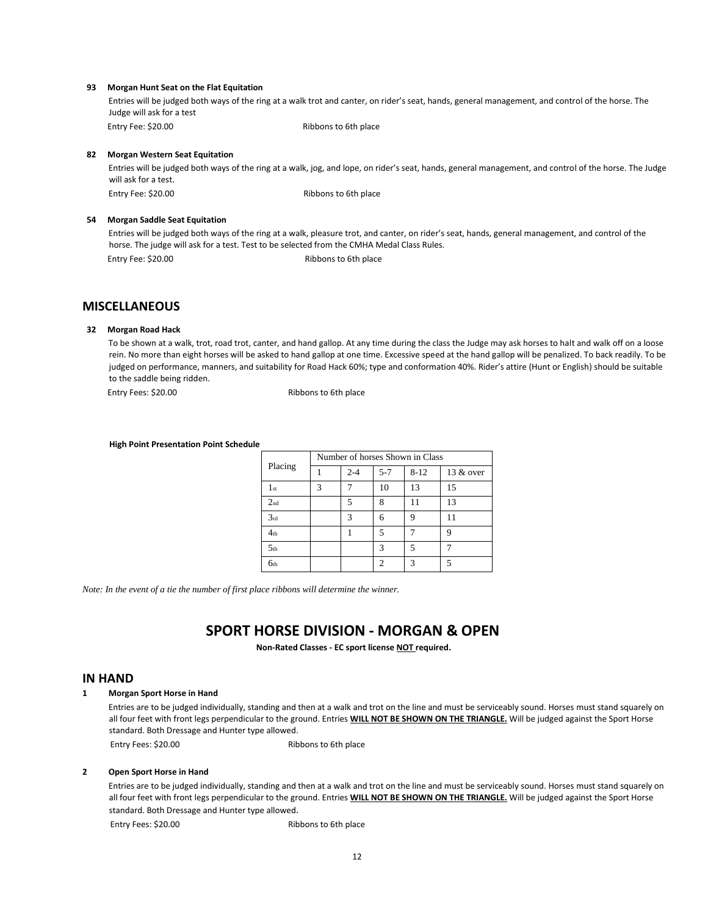**93 Morgan Hunt Seat on the Flat Equitation**

Entries will be judged both ways of the ring at a walk trot and canter, on rider's seat, hands, general management, and control of the horse. The Judge will ask for a test

Entry Fee: $20.00 Ribbons to 6th place

**82 Morgan Western Seat Equitation**

Entries will be judged both ways of the ring at a walk, jog, and lope, on rider's seat, hands, general management, and control of the horse. The Judge will ask for a test.

Entry Fee: $20.00 Ribbons to 6th place

**54 Morgan Saddle Seat Equitation**

Entries will be judged both ways of the ring at a walk, pleasure trot, and canter, on rider's seat, hands, general management, and control of the horse. The judge will ask for a test. Test to be selected from the CMHA Medal Class Rules.

Entry Fee: $20.00 Ribbons to 6th place

## MISCELLANEOUS

**32 Morgan Road Hack**

To be shown at a walk, trot, road trot, canter, and hand gallop. At any time during the class the Judge may ask horses to halt and walk off on a loose rein. No more than eight horses will be asked to hand gallop at one time. Excessive speed at the hand gallop will be penalized. To back readily. To be judged on performance, manners, and suitability for Road Hack 60%; type and conformation 40%. Rider's attire (Hunt or English) should be suitable to the saddle being ridden.

Entry Fees: $20.00 Ribbons to 6th place

**High Point Presentation Point Schedule**

| Placing | Number of horses Shown in Class | | | | |
|---|---|---|---|---|---|
| | 1 | 2-4 | 5-7 | 8-12 | 13 & over |
| 1st | 3 | 7 | 10 | 13 | 15 |
| 2nd | | 5 | 8 | 11 | 13 |
| 3rd | | 3 | 6 | 9 | 11 |
| 4th | | 1 | 5 | 7 | 9 |
| 5th | | | 3 | 5 | 7 |
| 6th | | | 2 | 3 | 5 |

*Note: In the event of a tie the number of first place ribbons will determine the winner.*

# SPORT HORSE DIVISION - MORGAN & OPEN

**Non-Rated Classes - EC sport license NOT required.**

## IN HAND

**1 Morgan Sport Horse in Hand**

Entries are to be judged individually, standing and then at a walk and trot on the line and must be serviceably sound. Horses must stand squarely on all four feet with front legs perpendicular to the ground. Entries **WILL NOT BE SHOWN ON THE TRIANGLE.** Will be judged against the Sport Horse standard. Both Dressage and Hunter type allowed.

Entry Fees: $20.00 Ribbons to 6th place

**2 Open Sport Horse in Hand**

Entries are to be judged individually, standing and then at a walk and trot on the line and must be serviceably sound. Horses must stand squarely on all four feet with front legs perpendicular to the ground. Entries **WILL NOT BE SHOWN ON THE TRIANGLE.** Will be judged against the Sport Horse standard. Both Dressage and Hunter type allowed.

Entry Fees: $20.00 Ribbons to 6th place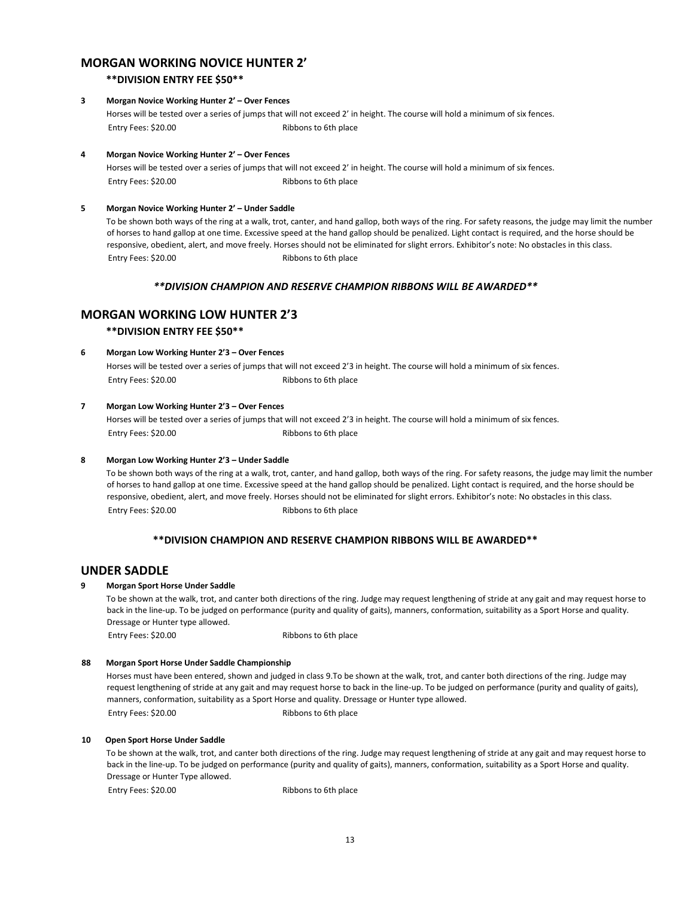## MORGAN WORKING NOVICE HUNTER 2'

**\*\*DIVISION ENTRY FEE $50\*\***

**3 Morgan Novice Working Hunter 2' – Over Fences**

Horses will be tested over a series of jumps that will not exceed 2' in height. The course will hold a minimum of six fences.

Entry Fees: $20.00 Ribbons to 6th place

**4 Morgan Novice Working Hunter 2' – Over Fences**

Horses will be tested over a series of jumps that will not exceed 2' in height. The course will hold a minimum of six fences.

Entry Fees: $20.00 Ribbons to 6th place

**5 Morgan Novice Working Hunter 2' – Under Saddle**

To be shown both ways of the ring at a walk, trot, canter, and hand gallop, both ways of the ring. For safety reasons, the judge may limit the number of horses to hand gallop at one time. Excessive speed at the hand gallop should be penalized. Light contact is required, and the horse should be responsive, obedient, alert, and move freely. Horses should not be eliminated for slight errors. Exhibitor's note: No obstacles in this class.

Entry Fees: $20.00 Ribbons to 6th place

***\*\*DIVISION CHAMPION AND RESERVE CHAMPION RIBBONS WILL BE AWARDED\*\****

## MORGAN WORKING LOW HUNTER 2'3

**\*\*DIVISION ENTRY FEE $50\*\***

**6 Morgan Low Working Hunter 2'3 – Over Fences**

Horses will be tested over a series of jumps that will not exceed 2'3 in height. The course will hold a minimum of six fences.

Entry Fees: $20.00 Ribbons to 6th place

**7 Morgan Low Working Hunter 2'3 – Over Fences**

Horses will be tested over a series of jumps that will not exceed 2'3 in height. The course will hold a minimum of six fences.

Entry Fees: $20.00 Ribbons to 6th place

**8 Morgan Low Working Hunter 2'3 – Under Saddle**

To be shown both ways of the ring at a walk, trot, canter, and hand gallop, both ways of the ring. For safety reasons, the judge may limit the number of horses to hand gallop at one time. Excessive speed at the hand gallop should be penalized. Light contact is required, and the horse should be responsive, obedient, alert, and move freely. Horses should not be eliminated for slight errors. Exhibitor's note: No obstacles in this class.

Entry Fees: $20.00 Ribbons to 6th place

**\*\*DIVISION CHAMPION AND RESERVE CHAMPION RIBBONS WILL BE AWARDED\*\***

## UNDER SADDLE

**9 Morgan Sport Horse Under Saddle**

To be shown at the walk, trot, and canter both directions of the ring. Judge may request lengthening of stride at any gait and may request horse to back in the line-up. To be judged on performance (purity and quality of gaits), manners, conformation, suitability as a Sport Horse and quality. Dressage or Hunter type allowed.

Entry Fees: $20.00 Ribbons to 6th place

**88 Morgan Sport Horse Under Saddle Championship**

Horses must have been entered, shown and judged in class 9.To be shown at the walk, trot, and canter both directions of the ring. Judge may request lengthening of stride at any gait and may request horse to back in the line-up. To be judged on performance (purity and quality of gaits), manners, conformation, suitability as a Sport Horse and quality. Dressage or Hunter type allowed.

Entry Fees: $20.00 Ribbons to 6th place

**10 Open Sport Horse Under Saddle**

To be shown at the walk, trot, and canter both directions of the ring. Judge may request lengthening of stride at any gait and may request horse to back in the line-up. To be judged on performance (purity and quality of gaits), manners, conformation, suitability as a Sport Horse and quality. Dressage or Hunter Type allowed.

Entry Fees: $20.00 Ribbons to 6th place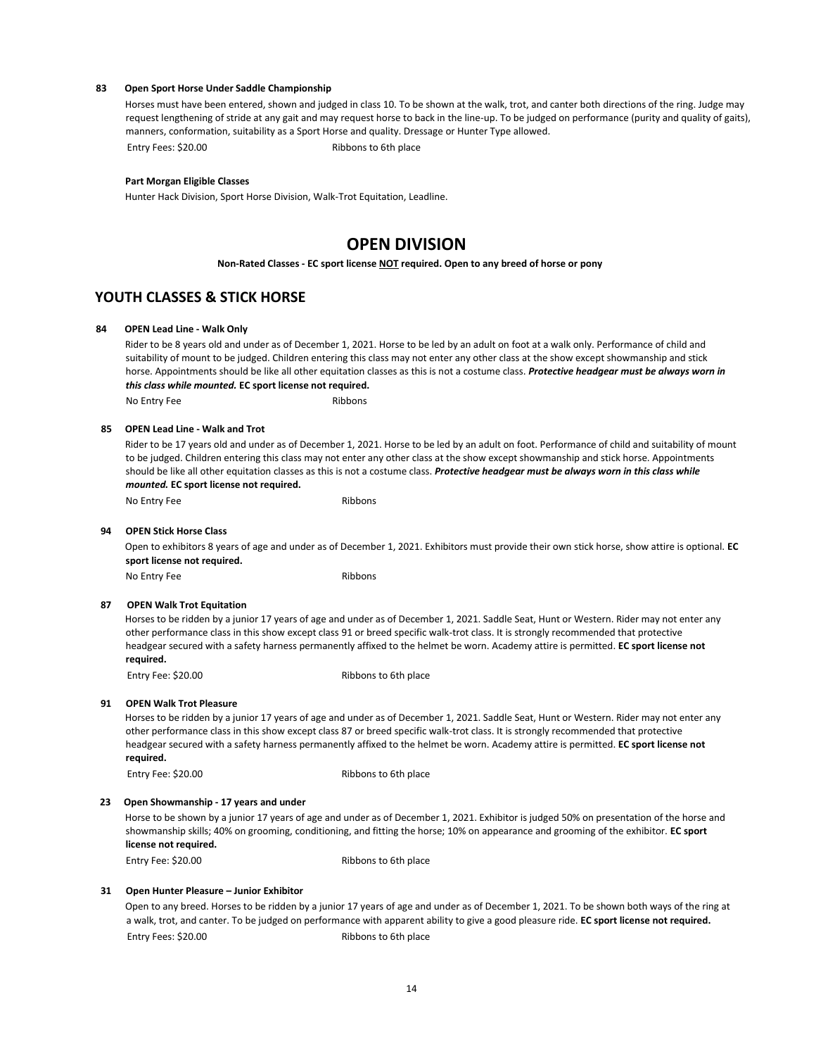**83 Open Sport Horse Under Saddle Championship**

Horses must have been entered, shown and judged in class 10. To be shown at the walk, trot, and canter both directions of the ring. Judge may request lengthening of stride at any gait and may request horse to back in the line-up. To be judged on performance (purity and quality of gaits), manners, conformation, suitability as a Sport Horse and quality. Dressage or Hunter Type allowed.

Entry Fees: $20.00 Ribbons to 6th place

**Part Morgan Eligible Classes**

Hunter Hack Division, Sport Horse Division, Walk-Trot Equitation, Leadline.

# OPEN DIVISION

**Non-Rated Classes - EC sport license NOT required. Open to any breed of horse or pony**

## YOUTH CLASSES & STICK HORSE

**84 OPEN Lead Line - Walk Only**

Rider to be 8 years old and under as of December 1, 2021. Horse to be led by an adult on foot at a walk only. Performance of child and suitability of mount to be judged. Children entering this class may not enter any other class at the show except showmanship and stick horse. Appointments should be like all other equitation classes as this is not a costume class. ***Protective headgear must be always worn in this class while mounted.*** **EC sport license not required.**

No Entry Fee Ribbons

**85 OPEN Lead Line - Walk and Trot**

Rider to be 17 years old and under as of December 1, 2021. Horse to be led by an adult on foot. Performance of child and suitability of mount to be judged. Children entering this class may not enter any other class at the show except showmanship and stick horse. Appointments should be like all other equitation classes as this is not a costume class. ***Protective headgear must be always worn in this class while mounted.*** **EC sport license not required.**

No Entry Fee Ribbons

**94 OPEN Stick Horse Class**

Open to exhibitors 8 years of age and under as of December 1, 2021. Exhibitors must provide their own stick horse, show attire is optional. **EC sport license not required.**

No Entry Fee Ribbons

**87 OPEN Walk Trot Equitation**

Horses to be ridden by a junior 17 years of age and under as of December 1, 2021. Saddle Seat, Hunt or Western. Rider may not enter any other performance class in this show except class 91 or breed specific walk-trot class. It is strongly recommended that protective headgear secured with a safety harness permanently affixed to the helmet be worn. Academy attire is permitted. **EC sport license not required.**

Entry Fee: $20.00 Ribbons to 6th place

**91 OPEN Walk Trot Pleasure**

Horses to be ridden by a junior 17 years of age and under as of December 1, 2021. Saddle Seat, Hunt or Western. Rider may not enter any other performance class in this show except class 87 or breed specific walk-trot class. It is strongly recommended that protective headgear secured with a safety harness permanently affixed to the helmet be worn. Academy attire is permitted. **EC sport license not required.**

Entry Fee: $20.00 Ribbons to 6th place

**23 Open Showmanship - 17 years and under**

Horse to be shown by a junior 17 years of age and under as of December 1, 2021. Exhibitor is judged 50% on presentation of the horse and showmanship skills; 40% on grooming, conditioning, and fitting the horse; 10% on appearance and grooming of the exhibitor. **EC sport license not required.**

Entry Fee: $20.00 Ribbons to 6th place

**31 Open Hunter Pleasure – Junior Exhibitor**

Open to any breed. Horses to be ridden by a junior 17 years of age and under as of December 1, 2021. To be shown both ways of the ring at a walk, trot, and canter. To be judged on performance with apparent ability to give a good pleasure ride. **EC sport license not required.**

Entry Fees: $20.00 Ribbons to 6th place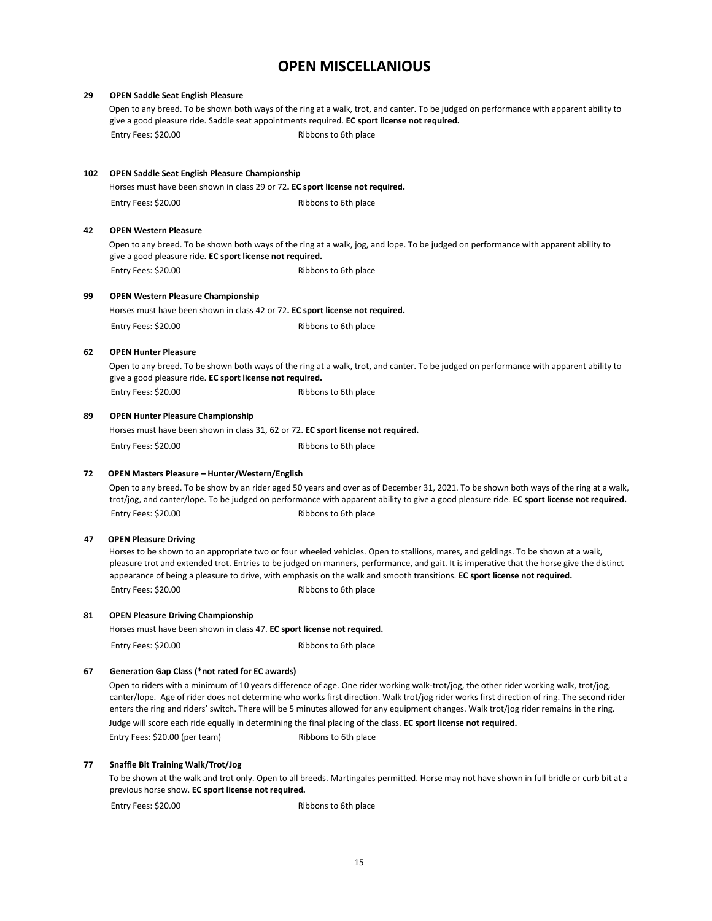# OPEN MISCELLANIOUS

**29 OPEN Saddle Seat English Pleasure**

Open to any breed. To be shown both ways of the ring at a walk, trot, and canter. To be judged on performance with apparent ability to give a good pleasure ride. Saddle seat appointments required. **EC sport license not required.**

Entry Fees: $20.00 Ribbons to 6th place

**102 OPEN Saddle Seat English Pleasure Championship**

Horses must have been shown in class 29 or 72**. EC sport license not required.**

Entry Fees: $20.00 Ribbons to 6th place

**42 OPEN Western Pleasure**

Open to any breed. To be shown both ways of the ring at a walk, jog, and lope. To be judged on performance with apparent ability to give a good pleasure ride. **EC sport license not required.**

Entry Fees: $20.00 Ribbons to 6th place

**99 OPEN Western Pleasure Championship**

Horses must have been shown in class 42 or 72**. EC sport license not required.**

Entry Fees: $20.00 Ribbons to 6th place

**62 OPEN Hunter Pleasure**

Open to any breed. To be shown both ways of the ring at a walk, trot, and canter. To be judged on performance with apparent ability to give a good pleasure ride. **EC sport license not required.**

Entry Fees: $20.00 Ribbons to 6th place

**89 OPEN Hunter Pleasure Championship**

Horses must have been shown in class 31, 62 or 72. **EC sport license not required.**

Entry Fees: $20.00 Ribbons to 6th place

**72 OPEN Masters Pleasure – Hunter/Western/English**

Open to any breed. To be show by an rider aged 50 years and over as of December 31, 2021. To be shown both ways of the ring at a walk, trot/jog, and canter/lope. To be judged on performance with apparent ability to give a good pleasure ride. **EC sport license not required.**

Entry Fees: $20.00 Ribbons to 6th place

**47 OPEN Pleasure Driving**

Horses to be shown to an appropriate two or four wheeled vehicles. Open to stallions, mares, and geldings. To be shown at a walk, pleasure trot and extended trot. Entries to be judged on manners, performance, and gait. It is imperative that the horse give the distinct appearance of being a pleasure to drive, with emphasis on the walk and smooth transitions. **EC sport license not required.**

Entry Fees: $20.00 Ribbons to 6th place

**81 OPEN Pleasure Driving Championship**

Horses must have been shown in class 47. **EC sport license not required.**

Entry Fees: $20.00 Ribbons to 6th place

**67 Generation Gap Class (*not rated for EC awards)**

Open to riders with a minimum of 10 years difference of age. One rider working walk-trot/jog, the other rider working walk, trot/jog, canter/lope. Age of rider does not determine who works first direction. Walk trot/jog rider works first direction of ring. The second rider enters the ring and riders' switch. There will be 5 minutes allowed for any equipment changes. Walk trot/jog rider remains in the ring. Judge will score each ride equally in determining the final placing of the class. **EC sport license not required.**

Entry Fees: $20.00 (per team) Ribbons to 6th place

**77 Snaffle Bit Training Walk/Trot/Jog**

To be shown at the walk and trot only. Open to all breeds. Martingales permitted. Horse may not have shown in full bridle or curb bit at a previous horse show. **EC sport license not required.**

Entry Fees: $20.00 Ribbons to 6th place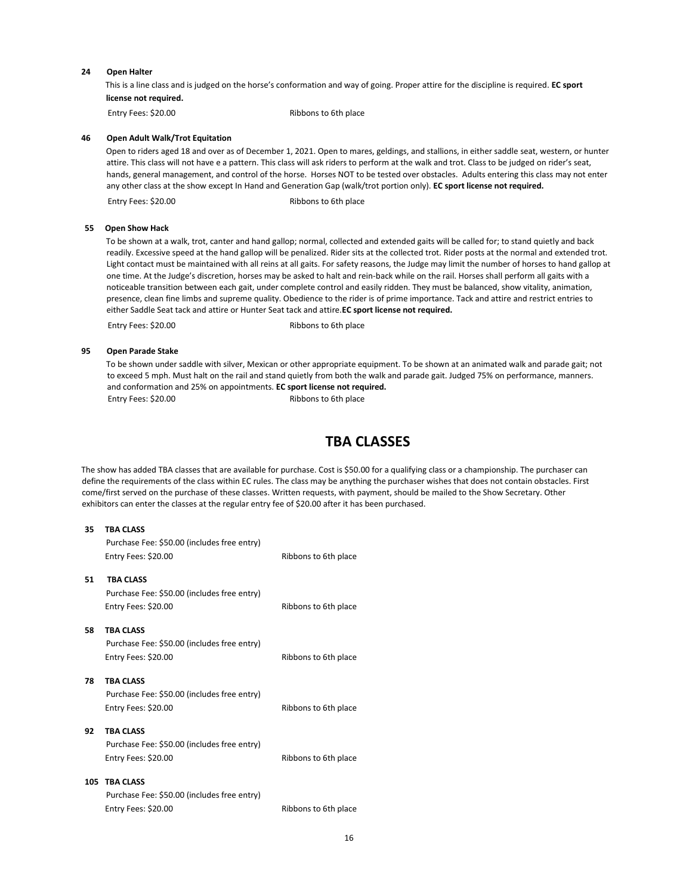**24 Open Halter**

This is a line class and is judged on the horse's conformation and way of going. Proper attire for the discipline is required. **EC sport license not required.**

Entry Fees: $20.00 Ribbons to 6th place

**46 Open Adult Walk/Trot Equitation**

Open to riders aged 18 and over as of December 1, 2021. Open to mares, geldings, and stallions, in either saddle seat, western, or hunter attire. This class will not have e a pattern. This class will ask riders to perform at the walk and trot. Class to be judged on rider's seat, hands, general management, and control of the horse. Horses NOT to be tested over obstacles. Adults entering this class may not enter any other class at the show except In Hand and Generation Gap (walk/trot portion only). **EC sport license not required.**

Entry Fees: $20.00 Ribbons to 6th place

**55 Open Show Hack**

To be shown at a walk, trot, canter and hand gallop; normal, collected and extended gaits will be called for; to stand quietly and back readily. Excessive speed at the hand gallop will be penalized. Rider sits at the collected trot. Rider posts at the normal and extended trot. Light contact must be maintained with all reins at all gaits. For safety reasons, the Judge may limit the number of horses to hand gallop at one time. At the Judge's discretion, horses may be asked to halt and rein-back while on the rail. Horses shall perform all gaits with a noticeable transition between each gait, under complete control and easily ridden. They must be balanced, show vitality, animation, presence, clean fine limbs and supreme quality. Obedience to the rider is of prime importance. Tack and attire and restrict entries to either Saddle Seat tack and attire or Hunter Seat tack and attire.**EC sport license not required.**

Entry Fees: $20.00 Ribbons to 6th place

**95 Open Parade Stake**

To be shown under saddle with silver, Mexican or other appropriate equipment. To be shown at an animated walk and parade gait; not to exceed 5 mph. Must halt on the rail and stand quietly from both the walk and parade gait. Judged 75% on performance, manners. and conformation and 25% on appointments. **EC sport license not required.**

Entry Fees: $20.00 Ribbons to 6th place

## TBA CLASSES

The show has added TBA classes that are available for purchase. Cost is $50.00 for a qualifying class or a championship. The purchaser can define the requirements of the class within EC rules. The class may be anything the purchaser wishes that does not contain obstacles. First come/first served on the purchase of these classes. Written requests, with payment, should be mailed to the Show Secretary. Other exhibitors can enter the classes at the regular entry fee of $20.00 after it has been purchased.

**35 TBA CLASS**

Purchase Fee: $50.00 (includes free entry)

Entry Fees: $20.00 Ribbons to 6th place

**51 TBA CLASS**

Purchase Fee: $50.00 (includes free entry)

Entry Fees: $20.00 Ribbons to 6th place

**58 TBA CLASS**

Purchase Fee: $50.00 (includes free entry)

Entry Fees: $20.00 Ribbons to 6th place

**78 TBA CLASS**

Purchase Fee: $50.00 (includes free entry)

Entry Fees: $20.00 Ribbons to 6th place

**92 TBA CLASS**

Purchase Fee: $50.00 (includes free entry)

Entry Fees: $20.00 Ribbons to 6th place

**105 TBA CLASS**

Purchase Fee: $50.00 (includes free entry)

Entry Fees: $20.00 Ribbons to 6th place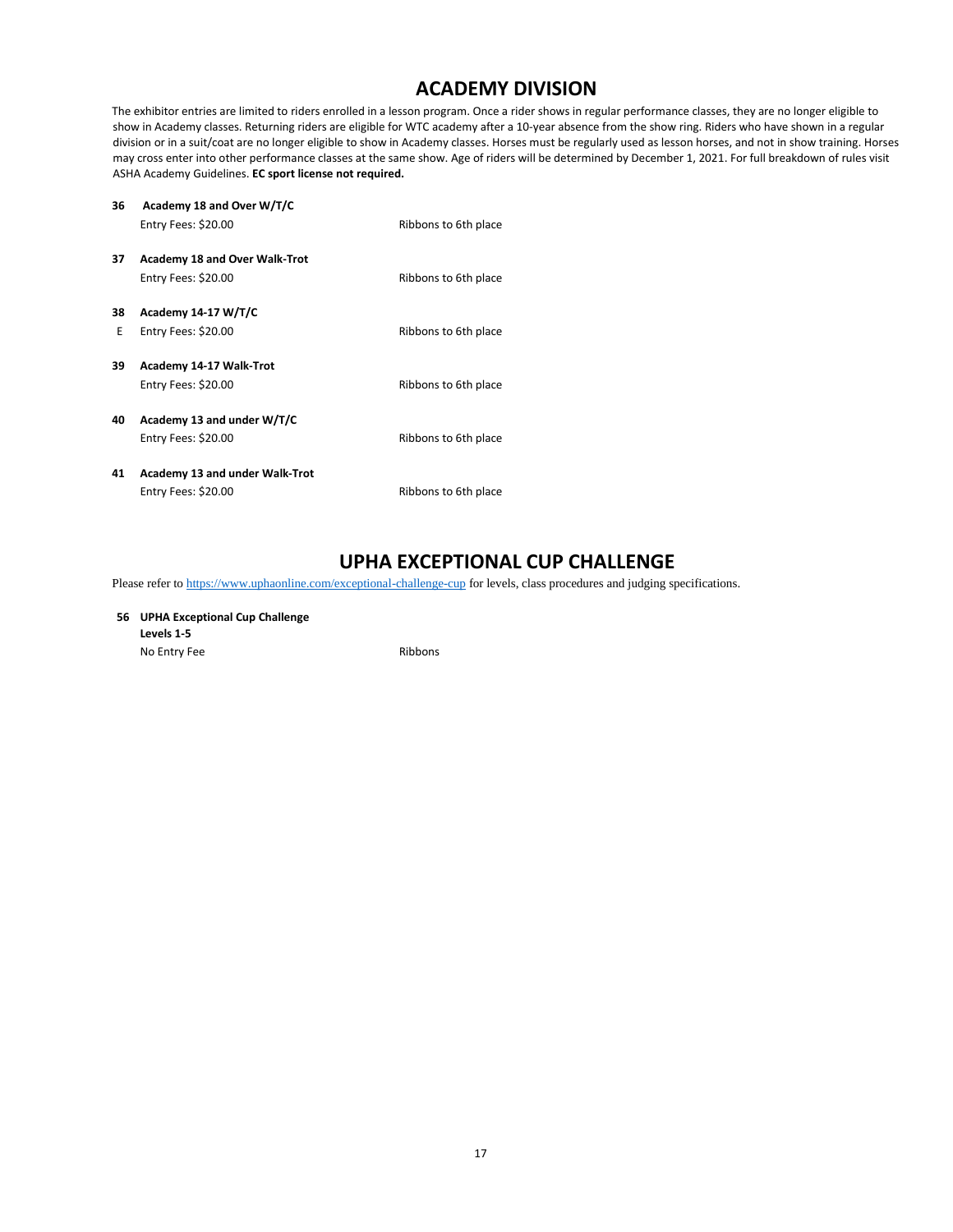# ACADEMY DIVISION

The exhibitor entries are limited to riders enrolled in a lesson program. Once a rider shows in regular performance classes, they are no longer eligible to show in Academy classes. Returning riders are eligible for WTC academy after a 10-year absence from the show ring. Riders who have shown in a regular division or in a suit/coat are no longer eligible to show in Academy classes. Horses must be regularly used as lesson horses, and not in show training. Horses may cross enter into other performance classes at the same show. Age of riders will be determined by December 1, 2021. For full breakdown of rules visit ASHA Academy Guidelines. **EC sport license not required.**

**36 Academy 18 and Over W/T/C**
Entry Fees: $20.00 — Ribbons to 6th place

**37 Academy 18 and Over Walk-Trot**
Entry Fees: $20.00 — Ribbons to 6th place

**38 Academy 14-17 W/T/C**
E Entry Fees: $20.00 — Ribbons to 6th place

**39 Academy 14-17 Walk-Trot**
Entry Fees: $20.00 — Ribbons to 6th place

**40 Academy 13 and under W/T/C**
Entry Fees: $20.00 — Ribbons to 6th place

**41 Academy 13 and under Walk-Trot**
Entry Fees: $20.00 — Ribbons to 6th place

# UPHA EXCEPTIONAL CUP CHALLENGE

Please refer to https://www.uphaonline.com/exceptional-challenge-cup for levels, class procedures and judging specifications.

**56 UPHA Exceptional Cup Challenge**
**Levels 1-5**
No Entry Fee — Ribbons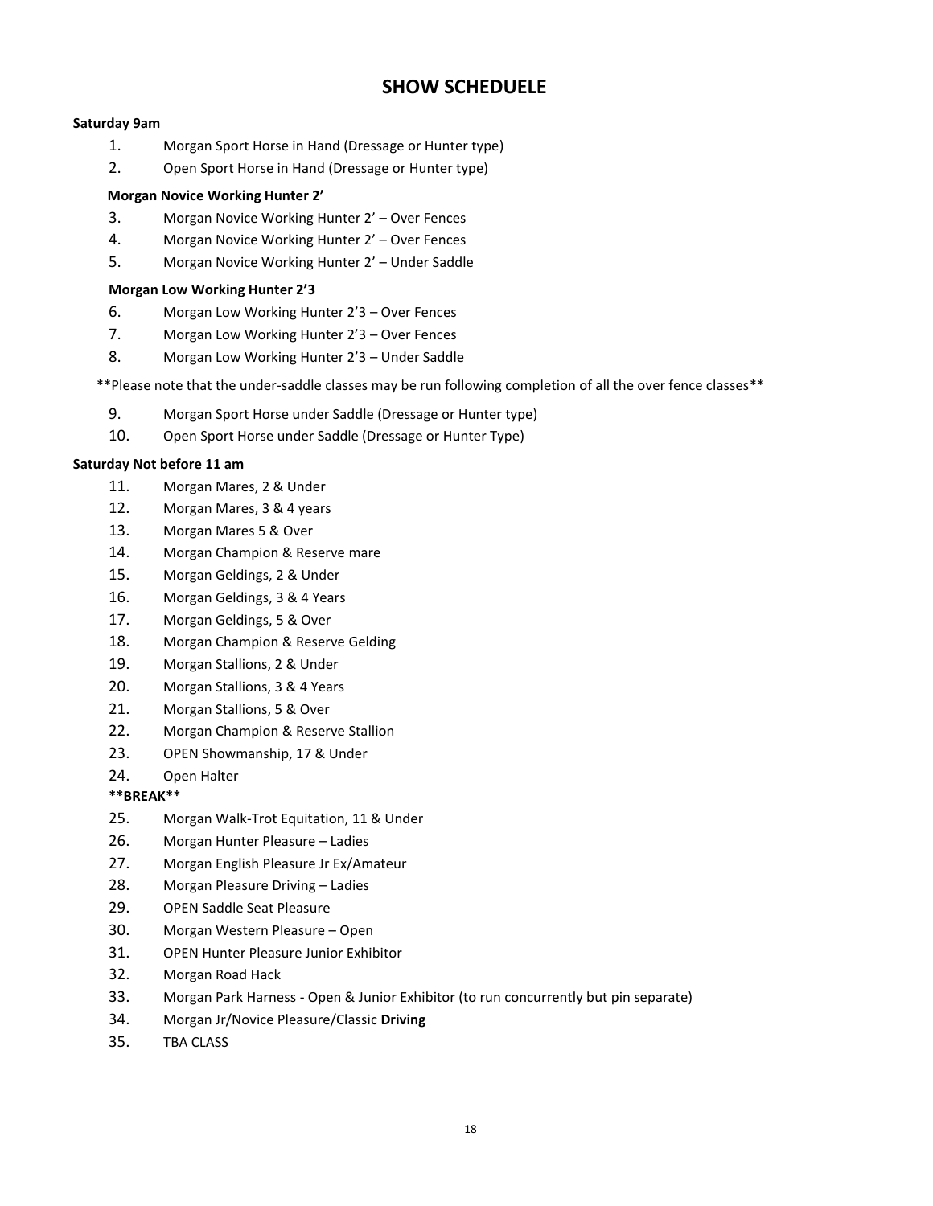## SHOW SCHEDUELE

**Saturday 9am**

1. Morgan Sport Horse in Hand (Dressage or Hunter type)
2. Open Sport Horse in Hand (Dressage or Hunter type)

**Morgan Novice Working Hunter 2'**

3. Morgan Novice Working Hunter 2' – Over Fences
4. Morgan Novice Working Hunter 2' – Over Fences
5. Morgan Novice Working Hunter 2' – Under Saddle

**Morgan Low Working Hunter 2'3**

6. Morgan Low Working Hunter 2'3 – Over Fences
7. Morgan Low Working Hunter 2'3 – Over Fences
8. Morgan Low Working Hunter 2'3 – Under Saddle

\*\*Please note that the under-saddle classes may be run following completion of all the over fence classes\*\*

9. Morgan Sport Horse under Saddle (Dressage or Hunter type)
10. Open Sport Horse under Saddle (Dressage or Hunter Type)

**Saturday Not before 11 am**

11. Morgan Mares, 2 & Under
12. Morgan Mares, 3 & 4 years
13. Morgan Mares 5 & Over
14. Morgan Champion & Reserve mare
15. Morgan Geldings, 2 & Under
16. Morgan Geldings, 3 & 4 Years
17. Morgan Geldings, 5 & Over
18. Morgan Champion & Reserve Gelding
19. Morgan Stallions, 2 & Under
20. Morgan Stallions, 3 & 4 Years
21. Morgan Stallions, 5 & Over
22. Morgan Champion & Reserve Stallion
23. OPEN Showmanship, 17 & Under
24. Open Halter

**\*\*BREAK\*\***

25. Morgan Walk-Trot Equitation, 11 & Under
26. Morgan Hunter Pleasure – Ladies
27. Morgan English Pleasure Jr Ex/Amateur
28. Morgan Pleasure Driving – Ladies
29. OPEN Saddle Seat Pleasure
30. Morgan Western Pleasure – Open
31. OPEN Hunter Pleasure Junior Exhibitor
32. Morgan Road Hack
33. Morgan Park Harness - Open & Junior Exhibitor (to run concurrently but pin separate)
34. Morgan Jr/Novice Pleasure/Classic **Driving**
35. TBA CLASS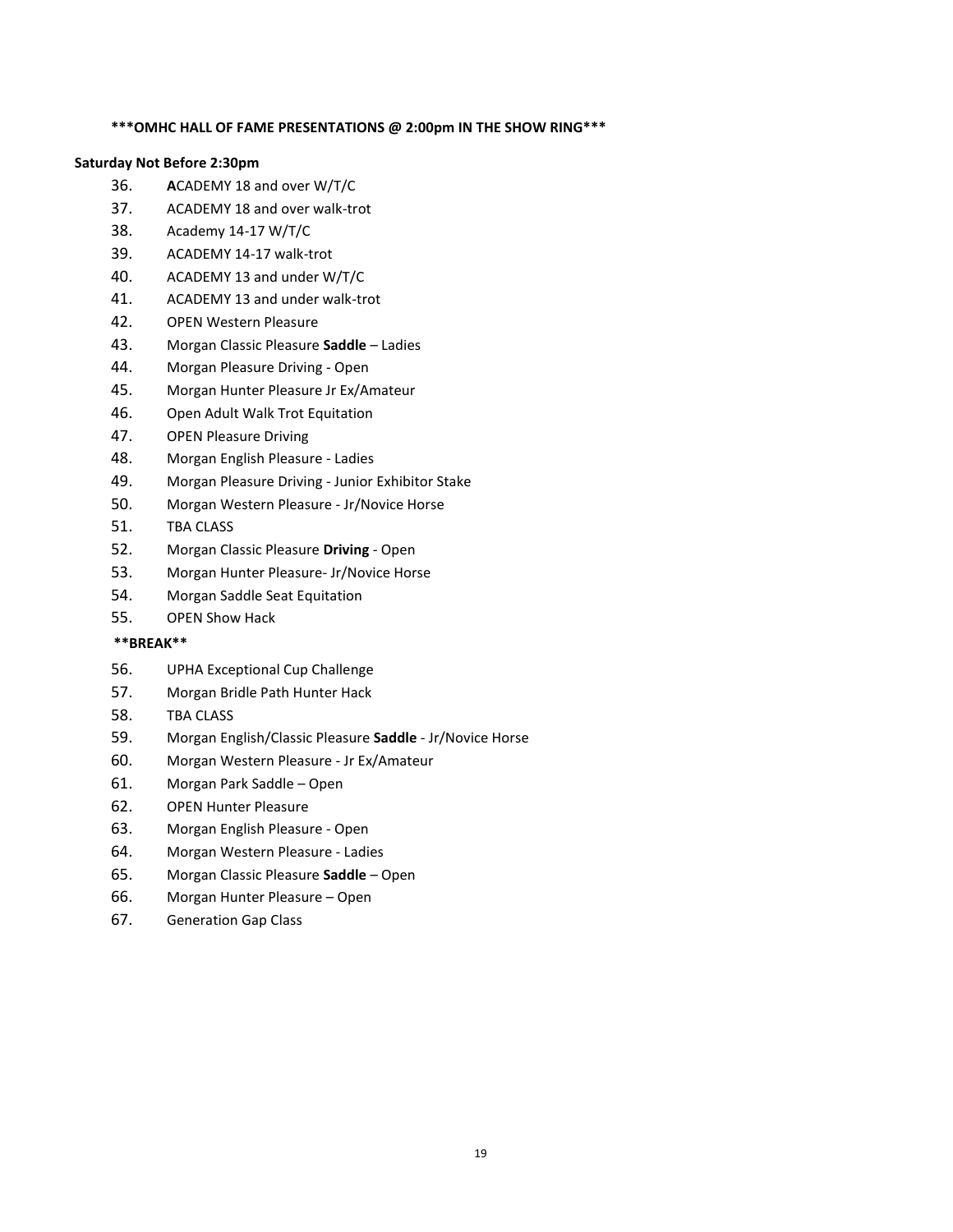**\*\*\*OMHC HALL OF FAME PRESENTATIONS @ 2:00pm IN THE SHOW RING\*\*\***

**Saturday Not Before 2:30pm**

36. **A**CADEMY 18 and over W/T/C
37. ACADEMY 18 and over walk-trot
38. Academy 14-17 W/T/C
39. ACADEMY 14-17 walk-trot
40. ACADEMY 13 and under W/T/C
41. ACADEMY 13 and under walk-trot
42. OPEN Western Pleasure
43. Morgan Classic Pleasure **Saddle** – Ladies
44. Morgan Pleasure Driving - Open
45. Morgan Hunter Pleasure Jr Ex/Amateur
46. Open Adult Walk Trot Equitation
47. OPEN Pleasure Driving
48. Morgan English Pleasure - Ladies
49. Morgan Pleasure Driving - Junior Exhibitor Stake
50. Morgan Western Pleasure - Jr/Novice Horse
51. TBA CLASS
52. Morgan Classic Pleasure **Driving** - Open
53. Morgan Hunter Pleasure- Jr/Novice Horse
54. Morgan Saddle Seat Equitation
55. OPEN Show Hack

**\*\*BREAK\*\***

56. UPHA Exceptional Cup Challenge
57. Morgan Bridle Path Hunter Hack
58. TBA CLASS
59. Morgan English/Classic Pleasure **Saddle** - Jr/Novice Horse
60. Morgan Western Pleasure - Jr Ex/Amateur
61. Morgan Park Saddle – Open
62. OPEN Hunter Pleasure
63. Morgan English Pleasure - Open
64. Morgan Western Pleasure - Ladies
65. Morgan Classic Pleasure **Saddle** – Open
66. Morgan Hunter Pleasure – Open
67. Generation Gap Class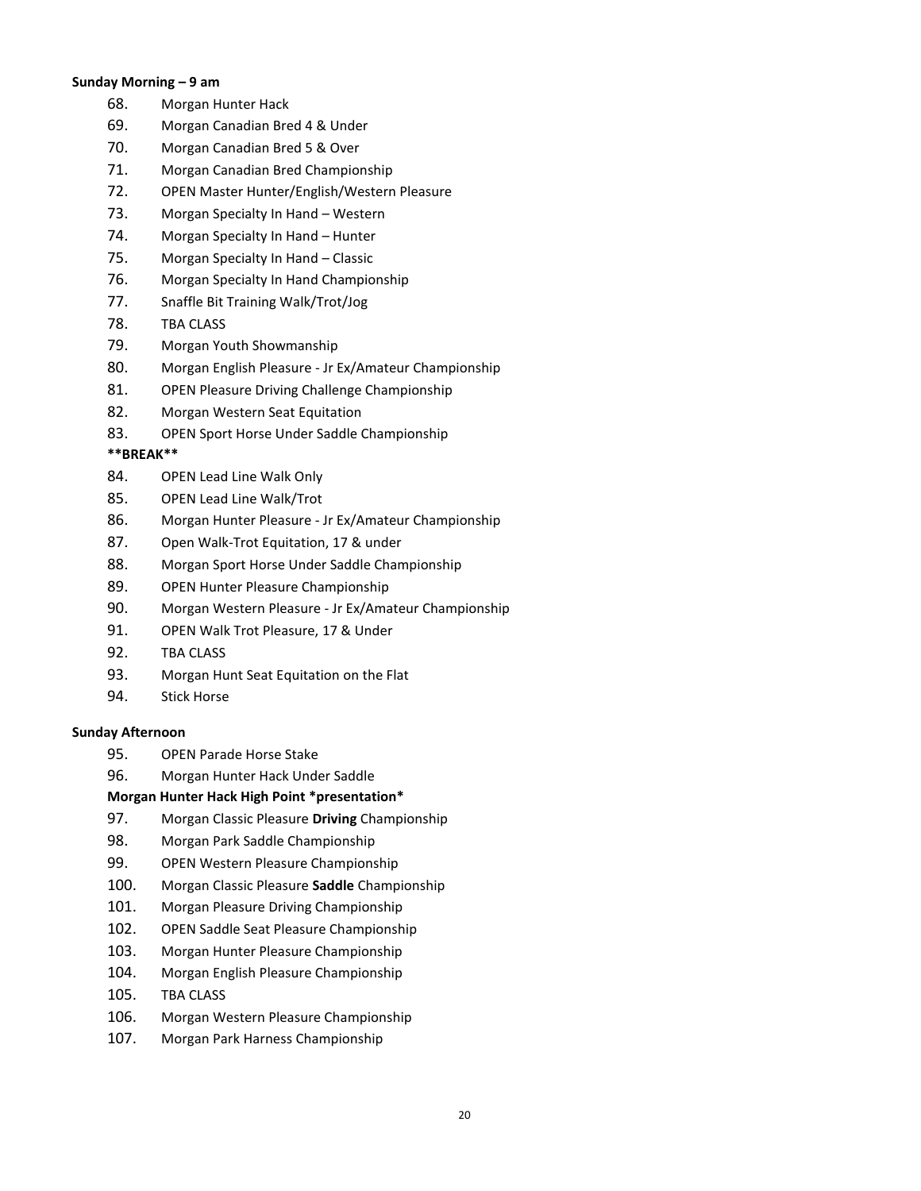**Sunday Morning – 9 am**

68. Morgan Hunter Hack
69. Morgan Canadian Bred 4 & Under
70. Morgan Canadian Bred 5 & Over
71. Morgan Canadian Bred Championship
72. OPEN Master Hunter/English/Western Pleasure
73. Morgan Specialty In Hand – Western
74. Morgan Specialty In Hand – Hunter
75. Morgan Specialty In Hand – Classic
76. Morgan Specialty In Hand Championship
77. Snaffle Bit Training Walk/Trot/Jog
78. TBA CLASS
79. Morgan Youth Showmanship
80. Morgan English Pleasure - Jr Ex/Amateur Championship
81. OPEN Pleasure Driving Challenge Championship
82. Morgan Western Seat Equitation
83. OPEN Sport Horse Under Saddle Championship

**\*\*BREAK\*\***

84. OPEN Lead Line Walk Only
85. OPEN Lead Line Walk/Trot
86. Morgan Hunter Pleasure - Jr Ex/Amateur Championship
87. Open Walk-Trot Equitation, 17 & under
88. Morgan Sport Horse Under Saddle Championship
89. OPEN Hunter Pleasure Championship
90. Morgan Western Pleasure - Jr Ex/Amateur Championship
91. OPEN Walk Trot Pleasure, 17 & Under
92. TBA CLASS
93. Morgan Hunt Seat Equitation on the Flat
94. Stick Horse

**Sunday Afternoon**

95. OPEN Parade Horse Stake
96. Morgan Hunter Hack Under Saddle

**Morgan Hunter Hack High Point \*presentation\***

97. Morgan Classic Pleasure **Driving** Championship
98. Morgan Park Saddle Championship
99. OPEN Western Pleasure Championship
100. Morgan Classic Pleasure **Saddle** Championship
101. Morgan Pleasure Driving Championship
102. OPEN Saddle Seat Pleasure Championship
103. Morgan Hunter Pleasure Championship
104. Morgan English Pleasure Championship
105. TBA CLASS
106. Morgan Western Pleasure Championship
107. Morgan Park Harness Championship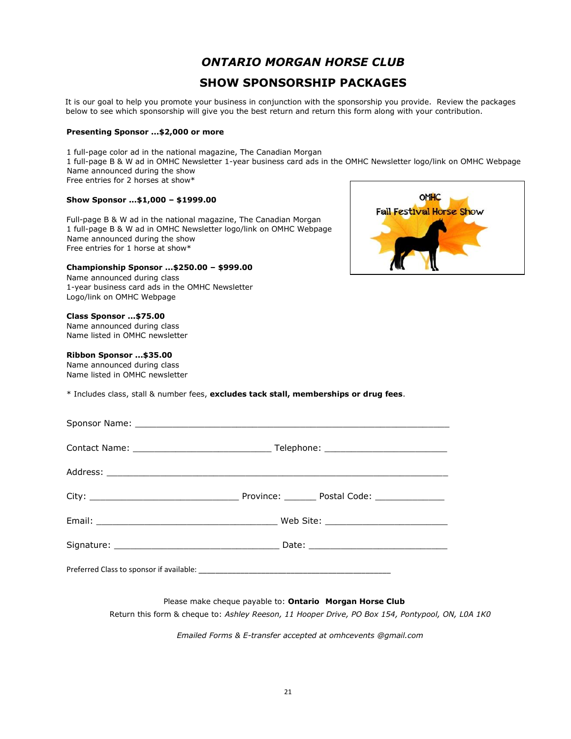# *ONTARIO MORGAN HORSE CLUB*

## SHOW SPONSORSHIP PACKAGES

It is our goal to help you promote your business in conjunction with the sponsorship you provide. Review the packages below to see which sponsorship will give you the best return and return this form along with your contribution.

**Presenting Sponsor …$2,000 or more**

1 full-page color ad in the national magazine, The Canadian Morgan
1 full-page B & W ad in OMHC Newsletter 1-year business card ads in the OMHC Newsletter logo/link on OMHC Webpage
Name announced during the show
Free entries for 2 horses at show*

**Show Sponsor …$1,000 – $1999.00**

Full-page B & W ad in the national magazine, The Canadian Morgan
1 full-page B & W ad in OMHC Newsletter logo/link on OMHC Webpage
Name announced during the show
Free entries for 1 horse at show*

OMHC
Fall Festival Horse Show

**Championship Sponsor …$250.00 – $999.00**
Name announced during class
1-year business card ads in the OMHC Newsletter
Logo/link on OMHC Webpage

**Class Sponsor …$75.00**
Name announced during class
Name listed in OMHC newsletter

**Ribbon Sponsor …$35.00**
Name announced during class
Name listed in OMHC newsletter

\* Includes class, stall & number fees, **excludes tack stall, memberships or drug fees**.

Sponsor Name: ____________________________________________________________

Contact Name: __________________________ Telephone: ______________________

Address: _________________________________________________________________

City: ____________________________ Province: ______ Postal Code: _____________

Email: __________________________________ Web Site: _______________________

Signature: ________________________________ Date: __________________________

Preferred Class to sponsor if available: ____________________________________________

Please make cheque payable to: **Ontario Morgan Horse Club**
Return this form & cheque to: *Ashley Reeson, 11 Hooper Drive, PO Box 154, Pontypool, ON, L0A 1K0*

*Emailed Forms & E-transfer accepted at omhcevents @gmail.com*